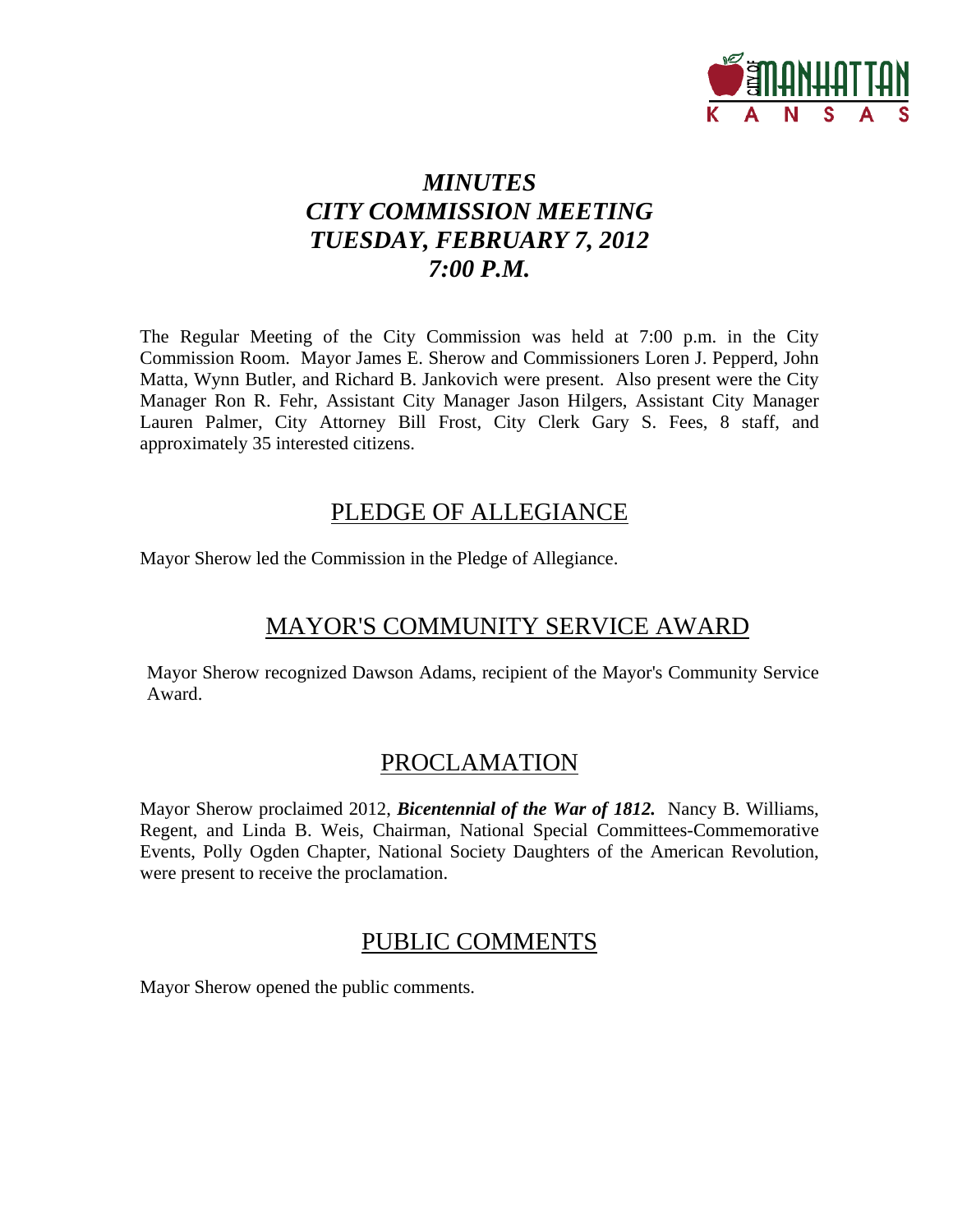# *MINUTES*
# *CITY COMMISSION MEETING*
# *TUESDAY, FEBRUARY 7, 2012*
# *7:00 P.M.*

The Regular Meeting of the City Commission was held at 7:00 p.m. in the City Commission Room. Mayor James E. Sherow and Commissioners Loren J. Pepperd, John Matta, Wynn Butler, and Richard B. Jankovich were present. Also present were the City Manager Ron R. Fehr, Assistant City Manager Jason Hilgers, Assistant City Manager Lauren Palmer, City Attorney Bill Frost, City Clerk Gary S. Fees, 8 staff, and approximately 35 interested citizens.

## PLEDGE OF ALLEGIANCE

Mayor Sherow led the Commission in the Pledge of Allegiance.

## MAYOR'S COMMUNITY SERVICE AWARD

Mayor Sherow recognized Dawson Adams, recipient of the Mayor's Community Service Award.

## PROCLAMATION

Mayor Sherow proclaimed 2012, ***Bicentennial of the War of 1812.*** Nancy B. Williams, Regent, and Linda B. Weis, Chairman, National Special Committees-Commemorative Events, Polly Ogden Chapter, National Society Daughters of the American Revolution, were present to receive the proclamation.

## PUBLIC COMMENTS

Mayor Sherow opened the public comments.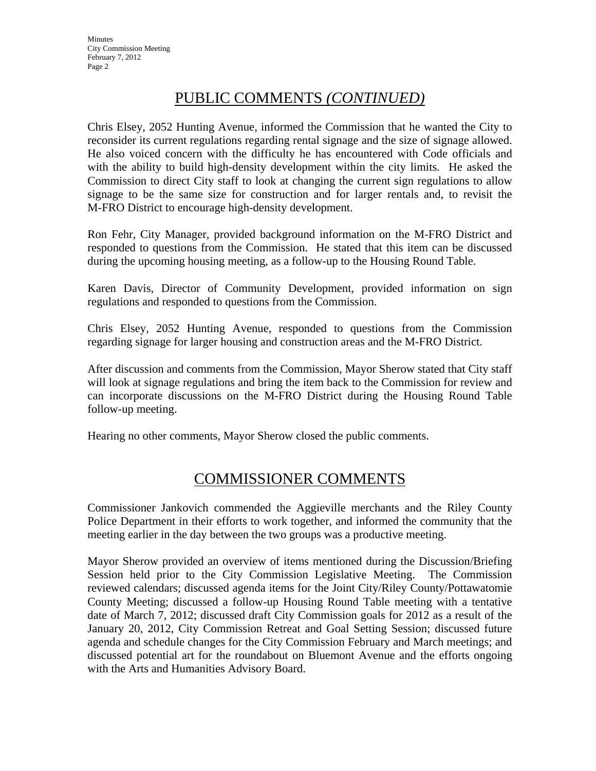## PUBLIC COMMENTS *(CONTINUED)*

Chris Elsey, 2052 Hunting Avenue, informed the Commission that he wanted the City to reconsider its current regulations regarding rental signage and the size of signage allowed. He also voiced concern with the difficulty he has encountered with Code officials and with the ability to build high-density development within the city limits. He asked the Commission to direct City staff to look at changing the current sign regulations to allow signage to be the same size for construction and for larger rentals and, to revisit the M-FRO District to encourage high-density development.

Ron Fehr, City Manager, provided background information on the M-FRO District and responded to questions from the Commission. He stated that this item can be discussed during the upcoming housing meeting, as a follow-up to the Housing Round Table.

Karen Davis, Director of Community Development, provided information on sign regulations and responded to questions from the Commission.

Chris Elsey, 2052 Hunting Avenue, responded to questions from the Commission regarding signage for larger housing and construction areas and the M-FRO District.

After discussion and comments from the Commission, Mayor Sherow stated that City staff will look at signage regulations and bring the item back to the Commission for review and can incorporate discussions on the M-FRO District during the Housing Round Table follow-up meeting.

Hearing no other comments, Mayor Sherow closed the public comments.

## COMMISSIONER COMMENTS

Commissioner Jankovich commended the Aggieville merchants and the Riley County Police Department in their efforts to work together, and informed the community that the meeting earlier in the day between the two groups was a productive meeting.

Mayor Sherow provided an overview of items mentioned during the Discussion/Briefing Session held prior to the City Commission Legislative Meeting. The Commission reviewed calendars; discussed agenda items for the Joint City/Riley County/Pottawatomie County Meeting; discussed a follow-up Housing Round Table meeting with a tentative date of March 7, 2012; discussed draft City Commission goals for 2012 as a result of the January 20, 2012, City Commission Retreat and Goal Setting Session; discussed future agenda and schedule changes for the City Commission February and March meetings; and discussed potential art for the roundabout on Bluemont Avenue and the efforts ongoing with the Arts and Humanities Advisory Board.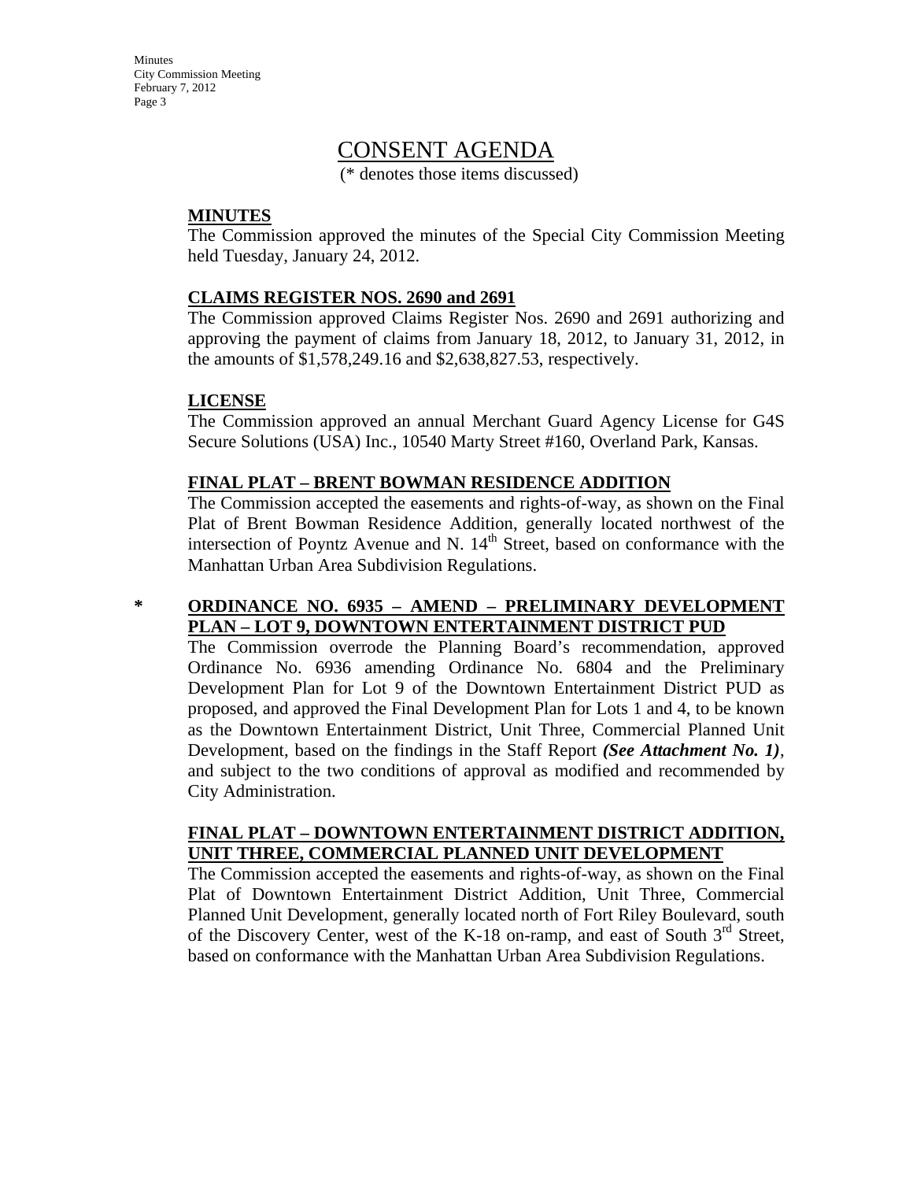# CONSENT AGENDA

(* denotes those items discussed)

**MINUTES**

The Commission approved the minutes of the Special City Commission Meeting held Tuesday, January 24, 2012.

**CLAIMS REGISTER NOS. 2690 and 2691**

The Commission approved Claims Register Nos. 2690 and 2691 authorizing and approving the payment of claims from January 18, 2012, to January 31, 2012, in the amounts of $1,578,249.16 and $2,638,827.53, respectively.

**LICENSE**

The Commission approved an annual Merchant Guard Agency License for G4S Secure Solutions (USA) Inc., 10540 Marty Street #160, Overland Park, Kansas.

**FINAL PLAT – BRENT BOWMAN RESIDENCE ADDITION**

The Commission accepted the easements and rights-of-way, as shown on the Final Plat of Brent Bowman Residence Addition, generally located northwest of the intersection of Poyntz Avenue and N. 14th Street, based on conformance with the Manhattan Urban Area Subdivision Regulations.

\* **ORDINANCE NO. 6935 – AMEND – PRELIMINARY DEVELOPMENT PLAN – LOT 9, DOWNTOWN ENTERTAINMENT DISTRICT PUD**

The Commission overrode the Planning Board's recommendation, approved Ordinance No. 6936 amending Ordinance No. 6804 and the Preliminary Development Plan for Lot 9 of the Downtown Entertainment District PUD as proposed, and approved the Final Development Plan for Lots 1 and 4, to be known as the Downtown Entertainment District, Unit Three, Commercial Planned Unit Development, based on the findings in the Staff Report ***(See Attachment No. 1)***, and subject to the two conditions of approval as modified and recommended by City Administration.

**FINAL PLAT – DOWNTOWN ENTERTAINMENT DISTRICT ADDITION, UNIT THREE, COMMERCIAL PLANNED UNIT DEVELOPMENT**

The Commission accepted the easements and rights-of-way, as shown on the Final Plat of Downtown Entertainment District Addition, Unit Three, Commercial Planned Unit Development, generally located north of Fort Riley Boulevard, south of the Discovery Center, west of the K-18 on-ramp, and east of South 3rd Street, based on conformance with the Manhattan Urban Area Subdivision Regulations.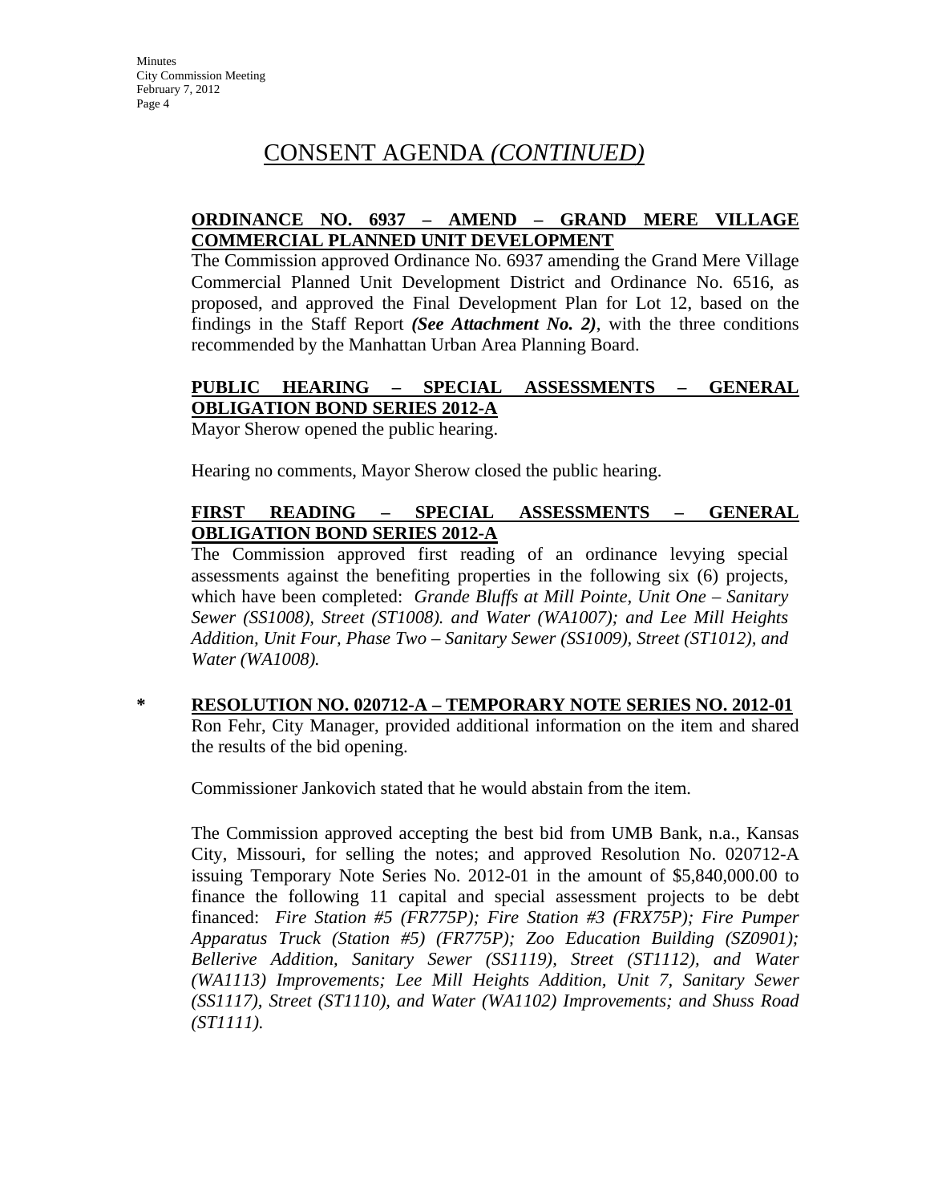# CONSENT AGENDA *(CONTINUED)*

**ORDINANCE NO. 6937 – AMEND – GRAND MERE VILLAGE COMMERCIAL PLANNED UNIT DEVELOPMENT**

The Commission approved Ordinance No. 6937 amending the Grand Mere Village Commercial Planned Unit Development District and Ordinance No. 6516, as proposed, and approved the Final Development Plan for Lot 12, based on the findings in the Staff Report ***(See Attachment No. 2)***, with the three conditions recommended by the Manhattan Urban Area Planning Board.

**PUBLIC HEARING – SPECIAL ASSESSMENTS – GENERAL OBLIGATION BOND SERIES 2012-A**

Mayor Sherow opened the public hearing.

Hearing no comments, Mayor Sherow closed the public hearing.

**FIRST READING – SPECIAL ASSESSMENTS – GENERAL OBLIGATION BOND SERIES 2012-A**

The Commission approved first reading of an ordinance levying special assessments against the benefiting properties in the following six (6) projects, which have been completed: *Grande Bluffs at Mill Pointe, Unit One – Sanitary Sewer (SS1008), Street (ST1008). and Water (WA1007); and Lee Mill Heights Addition, Unit Four, Phase Two – Sanitary Sewer (SS1009), Street (ST1012), and Water (WA1008).*

\* **RESOLUTION NO. 020712-A – TEMPORARY NOTE SERIES NO. 2012-01**

Ron Fehr, City Manager, provided additional information on the item and shared the results of the bid opening.

Commissioner Jankovich stated that he would abstain from the item.

The Commission approved accepting the best bid from UMB Bank, n.a., Kansas City, Missouri, for selling the notes; and approved Resolution No. 020712-A issuing Temporary Note Series No. 2012-01 in the amount of $5,840,000.00 to finance the following 11 capital and special assessment projects to be debt financed: *Fire Station #5 (FR775P); Fire Station #3 (FRX75P); Fire Pumper Apparatus Truck (Station #5) (FR775P); Zoo Education Building (SZ0901); Bellerive Addition, Sanitary Sewer (SS1119), Street (ST1112), and Water (WA1113) Improvements; Lee Mill Heights Addition, Unit 7, Sanitary Sewer (SS1117), Street (ST1110), and Water (WA1102) Improvements; and Shuss Road (ST1111).*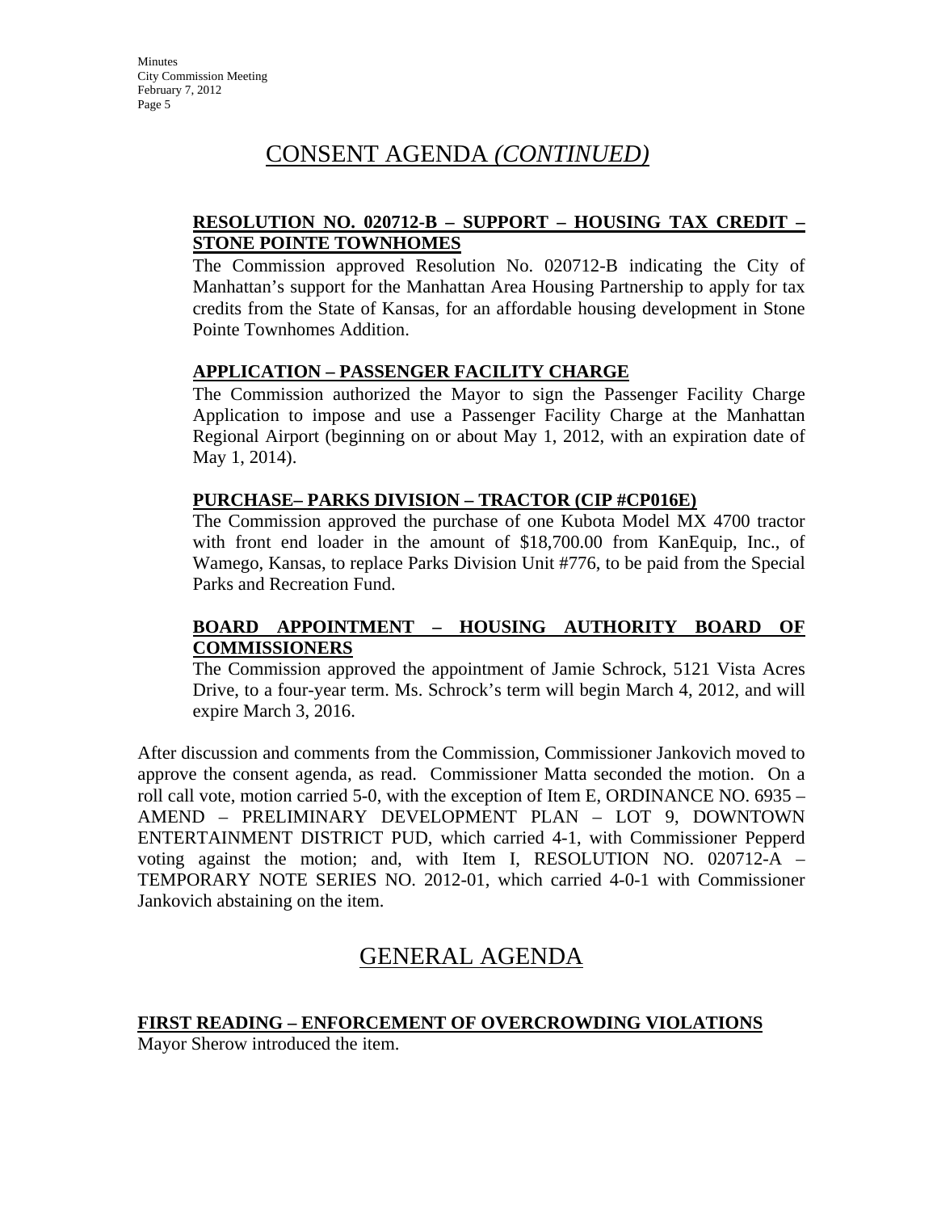# CONSENT AGENDA *(CONTINUED)*

**RESOLUTION NO. 020712-B – SUPPORT – HOUSING TAX CREDIT – STONE POINTE TOWNHOMES**

The Commission approved Resolution No. 020712-B indicating the City of Manhattan's support for the Manhattan Area Housing Partnership to apply for tax credits from the State of Kansas, for an affordable housing development in Stone Pointe Townhomes Addition.

**APPLICATION – PASSENGER FACILITY CHARGE**

The Commission authorized the Mayor to sign the Passenger Facility Charge Application to impose and use a Passenger Facility Charge at the Manhattan Regional Airport (beginning on or about May 1, 2012, with an expiration date of May 1, 2014).

**PURCHASE– PARKS DIVISION – TRACTOR (CIP #CP016E)**

The Commission approved the purchase of one Kubota Model MX 4700 tractor with front end loader in the amount of $18,700.00 from KanEquip, Inc., of Wamego, Kansas, to replace Parks Division Unit #776, to be paid from the Special Parks and Recreation Fund.

**BOARD APPOINTMENT – HOUSING AUTHORITY BOARD OF COMMISSIONERS**

The Commission approved the appointment of Jamie Schrock, 5121 Vista Acres Drive, to a four-year term. Ms. Schrock's term will begin March 4, 2012, and will expire March 3, 2016.

After discussion and comments from the Commission, Commissioner Jankovich moved to approve the consent agenda, as read. Commissioner Matta seconded the motion. On a roll call vote, motion carried 5-0, with the exception of Item E, ORDINANCE NO. 6935 – AMEND – PRELIMINARY DEVELOPMENT PLAN – LOT 9, DOWNTOWN ENTERTAINMENT DISTRICT PUD, which carried 4-1, with Commissioner Pepperd voting against the motion; and, with Item I, RESOLUTION NO. 020712-A – TEMPORARY NOTE SERIES NO. 2012-01, which carried 4-0-1 with Commissioner Jankovich abstaining on the item.

# GENERAL AGENDA

**FIRST READING – ENFORCEMENT OF OVERCROWDING VIOLATIONS**

Mayor Sherow introduced the item.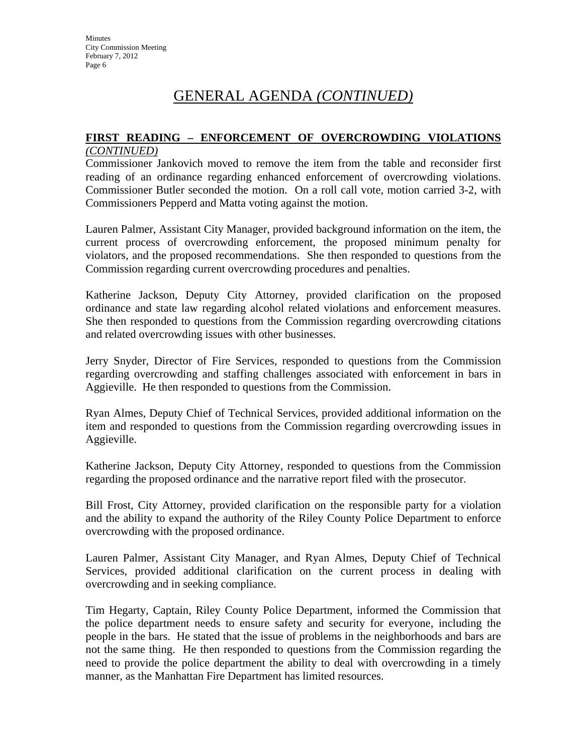# GENERAL AGENDA *(CONTINUED)*

**FIRST READING – ENFORCEMENT OF OVERCROWDING VIOLATIONS** *(CONTINUED)*

Commissioner Jankovich moved to remove the item from the table and reconsider first reading of an ordinance regarding enhanced enforcement of overcrowding violations. Commissioner Butler seconded the motion. On a roll call vote, motion carried 3-2, with Commissioners Pepperd and Matta voting against the motion.

Lauren Palmer, Assistant City Manager, provided background information on the item, the current process of overcrowding enforcement, the proposed minimum penalty for violators, and the proposed recommendations. She then responded to questions from the Commission regarding current overcrowding procedures and penalties.

Katherine Jackson, Deputy City Attorney, provided clarification on the proposed ordinance and state law regarding alcohol related violations and enforcement measures. She then responded to questions from the Commission regarding overcrowding citations and related overcrowding issues with other businesses.

Jerry Snyder, Director of Fire Services, responded to questions from the Commission regarding overcrowding and staffing challenges associated with enforcement in bars in Aggieville. He then responded to questions from the Commission.

Ryan Almes, Deputy Chief of Technical Services, provided additional information on the item and responded to questions from the Commission regarding overcrowding issues in Aggieville.

Katherine Jackson, Deputy City Attorney, responded to questions from the Commission regarding the proposed ordinance and the narrative report filed with the prosecutor.

Bill Frost, City Attorney, provided clarification on the responsible party for a violation and the ability to expand the authority of the Riley County Police Department to enforce overcrowding with the proposed ordinance.

Lauren Palmer, Assistant City Manager, and Ryan Almes, Deputy Chief of Technical Services, provided additional clarification on the current process in dealing with overcrowding and in seeking compliance.

Tim Hegarty, Captain, Riley County Police Department, informed the Commission that the police department needs to ensure safety and security for everyone, including the people in the bars. He stated that the issue of problems in the neighborhoods and bars are not the same thing. He then responded to questions from the Commission regarding the need to provide the police department the ability to deal with overcrowding in a timely manner, as the Manhattan Fire Department has limited resources.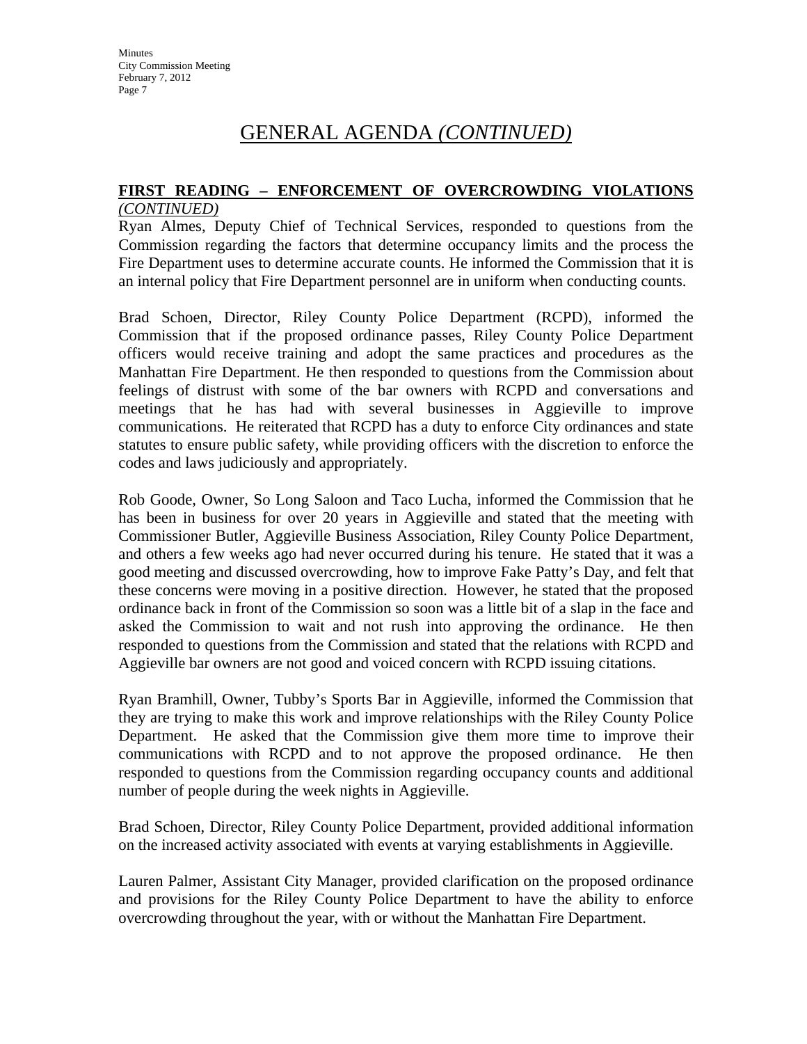# GENERAL AGENDA *(CONTINUED)*

**FIRST READING – ENFORCEMENT OF OVERCROWDING VIOLATIONS** *(CONTINUED)*

Ryan Almes, Deputy Chief of Technical Services, responded to questions from the Commission regarding the factors that determine occupancy limits and the process the Fire Department uses to determine accurate counts. He informed the Commission that it is an internal policy that Fire Department personnel are in uniform when conducting counts.

Brad Schoen, Director, Riley County Police Department (RCPD), informed the Commission that if the proposed ordinance passes, Riley County Police Department officers would receive training and adopt the same practices and procedures as the Manhattan Fire Department. He then responded to questions from the Commission about feelings of distrust with some of the bar owners with RCPD and conversations and meetings that he has had with several businesses in Aggieville to improve communications. He reiterated that RCPD has a duty to enforce City ordinances and state statutes to ensure public safety, while providing officers with the discretion to enforce the codes and laws judiciously and appropriately.

Rob Goode, Owner, So Long Saloon and Taco Lucha, informed the Commission that he has been in business for over 20 years in Aggieville and stated that the meeting with Commissioner Butler, Aggieville Business Association, Riley County Police Department, and others a few weeks ago had never occurred during his tenure. He stated that it was a good meeting and discussed overcrowding, how to improve Fake Patty's Day, and felt that these concerns were moving in a positive direction. However, he stated that the proposed ordinance back in front of the Commission so soon was a little bit of a slap in the face and asked the Commission to wait and not rush into approving the ordinance. He then responded to questions from the Commission and stated that the relations with RCPD and Aggieville bar owners are not good and voiced concern with RCPD issuing citations.

Ryan Bramhill, Owner, Tubby's Sports Bar in Aggieville, informed the Commission that they are trying to make this work and improve relationships with the Riley County Police Department. He asked that the Commission give them more time to improve their communications with RCPD and to not approve the proposed ordinance. He then responded to questions from the Commission regarding occupancy counts and additional number of people during the week nights in Aggieville.

Brad Schoen, Director, Riley County Police Department, provided additional information on the increased activity associated with events at varying establishments in Aggieville.

Lauren Palmer, Assistant City Manager, provided clarification on the proposed ordinance and provisions for the Riley County Police Department to have the ability to enforce overcrowding throughout the year, with or without the Manhattan Fire Department.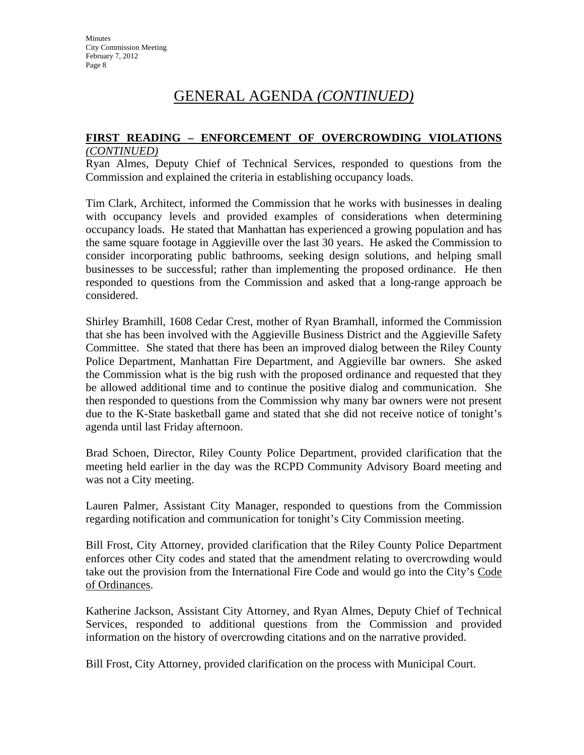# GENERAL AGENDA *(CONTINUED)*

**FIRST READING – ENFORCEMENT OF OVERCROWDING VIOLATIONS** *(CONTINUED)*

Ryan Almes, Deputy Chief of Technical Services, responded to questions from the Commission and explained the criteria in establishing occupancy loads.

Tim Clark, Architect, informed the Commission that he works with businesses in dealing with occupancy levels and provided examples of considerations when determining occupancy loads. He stated that Manhattan has experienced a growing population and has the same square footage in Aggieville over the last 30 years. He asked the Commission to consider incorporating public bathrooms, seeking design solutions, and helping small businesses to be successful; rather than implementing the proposed ordinance. He then responded to questions from the Commission and asked that a long-range approach be considered.

Shirley Bramhill, 1608 Cedar Crest, mother of Ryan Bramhall, informed the Commission that she has been involved with the Aggieville Business District and the Aggieville Safety Committee. She stated that there has been an improved dialog between the Riley County Police Department, Manhattan Fire Department, and Aggieville bar owners. She asked the Commission what is the big rush with the proposed ordinance and requested that they be allowed additional time and to continue the positive dialog and communication. She then responded to questions from the Commission why many bar owners were not present due to the K-State basketball game and stated that she did not receive notice of tonight's agenda until last Friday afternoon.

Brad Schoen, Director, Riley County Police Department, provided clarification that the meeting held earlier in the day was the RCPD Community Advisory Board meeting and was not a City meeting.

Lauren Palmer, Assistant City Manager, responded to questions from the Commission regarding notification and communication for tonight's City Commission meeting.

Bill Frost, City Attorney, provided clarification that the Riley County Police Department enforces other City codes and stated that the amendment relating to overcrowding would take out the provision from the International Fire Code and would go into the City's Code of Ordinances.

Katherine Jackson, Assistant City Attorney, and Ryan Almes, Deputy Chief of Technical Services, responded to additional questions from the Commission and provided information on the history of overcrowding citations and on the narrative provided.

Bill Frost, City Attorney, provided clarification on the process with Municipal Court.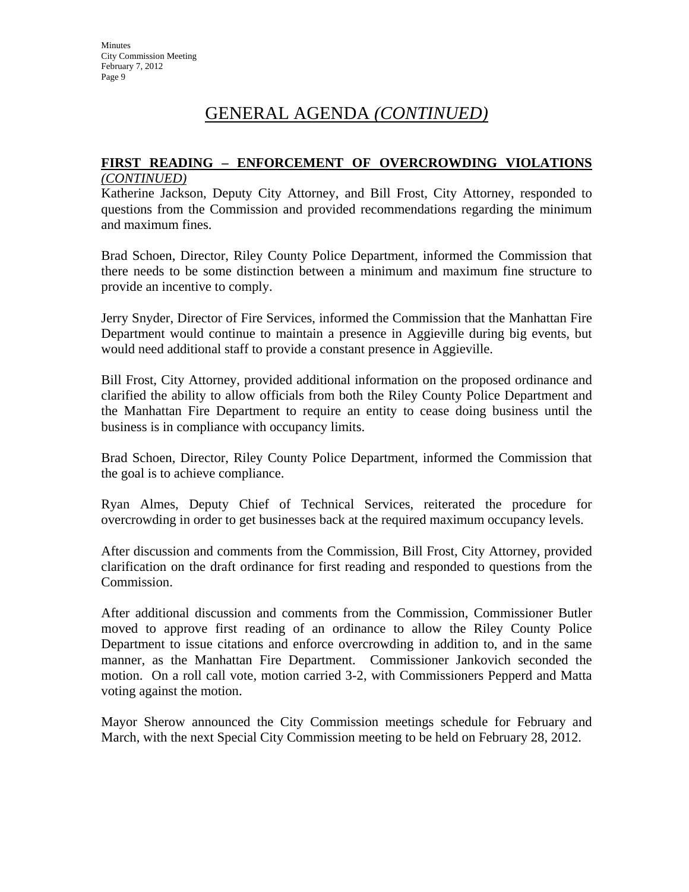# GENERAL AGENDA *(CONTINUED)*

**FIRST READING – ENFORCEMENT OF OVERCROWDING VIOLATIONS** *(CONTINUED)*

Katherine Jackson, Deputy City Attorney, and Bill Frost, City Attorney, responded to questions from the Commission and provided recommendations regarding the minimum and maximum fines.

Brad Schoen, Director, Riley County Police Department, informed the Commission that there needs to be some distinction between a minimum and maximum fine structure to provide an incentive to comply.

Jerry Snyder, Director of Fire Services, informed the Commission that the Manhattan Fire Department would continue to maintain a presence in Aggieville during big events, but would need additional staff to provide a constant presence in Aggieville.

Bill Frost, City Attorney, provided additional information on the proposed ordinance and clarified the ability to allow officials from both the Riley County Police Department and the Manhattan Fire Department to require an entity to cease doing business until the business is in compliance with occupancy limits.

Brad Schoen, Director, Riley County Police Department, informed the Commission that the goal is to achieve compliance.

Ryan Almes, Deputy Chief of Technical Services, reiterated the procedure for overcrowding in order to get businesses back at the required maximum occupancy levels.

After discussion and comments from the Commission, Bill Frost, City Attorney, provided clarification on the draft ordinance for first reading and responded to questions from the Commission.

After additional discussion and comments from the Commission, Commissioner Butler moved to approve first reading of an ordinance to allow the Riley County Police Department to issue citations and enforce overcrowding in addition to, and in the same manner, as the Manhattan Fire Department. Commissioner Jankovich seconded the motion. On a roll call vote, motion carried 3-2, with Commissioners Pepperd and Matta voting against the motion.

Mayor Sherow announced the City Commission meetings schedule for February and March, with the next Special City Commission meeting to be held on February 28, 2012.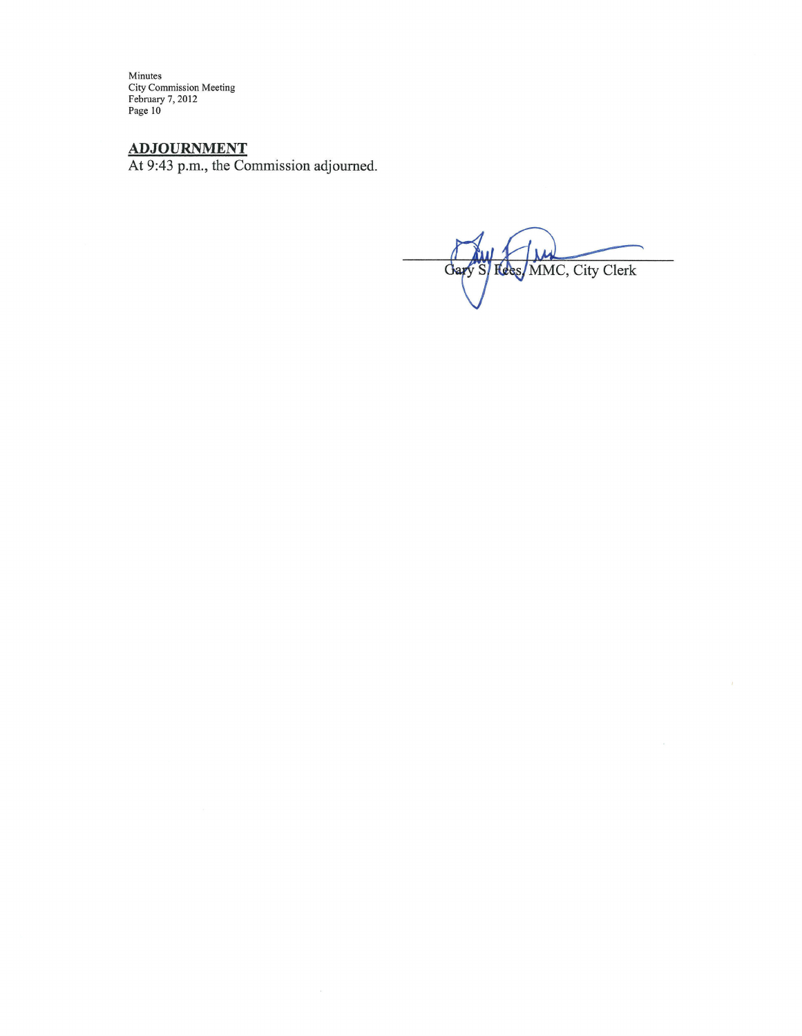## ADJOURNMENT

At 9:43 p.m., the Commission adjourned.

Gary S. Fees, MMC, City Clerk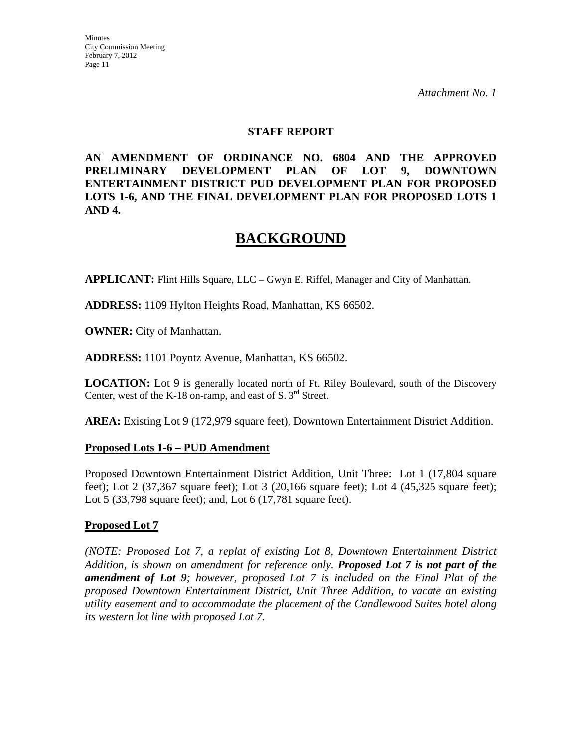*Attachment No. 1*

**STAFF REPORT**

**AN AMENDMENT OF ORDINANCE NO. 6804 AND THE APPROVED PRELIMINARY DEVELOPMENT PLAN OF LOT 9, DOWNTOWN ENTERTAINMENT DISTRICT PUD DEVELOPMENT PLAN FOR PROPOSED LOTS 1-6, AND THE FINAL DEVELOPMENT PLAN FOR PROPOSED LOTS 1 AND 4.**

# BACKGROUND

**APPLICANT:** Flint Hills Square, LLC – Gwyn E. Riffel, Manager and City of Manhattan.

**ADDRESS:** 1109 Hylton Heights Road, Manhattan, KS 66502.

**OWNER:** City of Manhattan.

**ADDRESS:** 1101 Poyntz Avenue, Manhattan, KS 66502.

**LOCATION:** Lot 9 is generally located north of Ft. Riley Boulevard, south of the Discovery Center, west of the K-18 on-ramp, and east of S. 3rd Street.

**AREA:** Existing Lot 9 (172,979 square feet), Downtown Entertainment District Addition.

**Proposed Lots 1-6 – PUD Amendment**

Proposed Downtown Entertainment District Addition, Unit Three: Lot 1 (17,804 square feet); Lot 2 (37,367 square feet); Lot 3 (20,166 square feet); Lot 4 (45,325 square feet); Lot 5 (33,798 square feet); and, Lot 6 (17,781 square feet).

**Proposed Lot 7**

*(NOTE: Proposed Lot 7, a replat of existing Lot 8, Downtown Entertainment District Addition, is shown on amendment for reference only.* ***Proposed Lot 7 is not part of the amendment of Lot 9****; however, proposed Lot 7 is included on the Final Plat of the proposed Downtown Entertainment District, Unit Three Addition, to vacate an existing utility easement and to accommodate the placement of the Candlewood Suites hotel along its western lot line with proposed Lot 7.*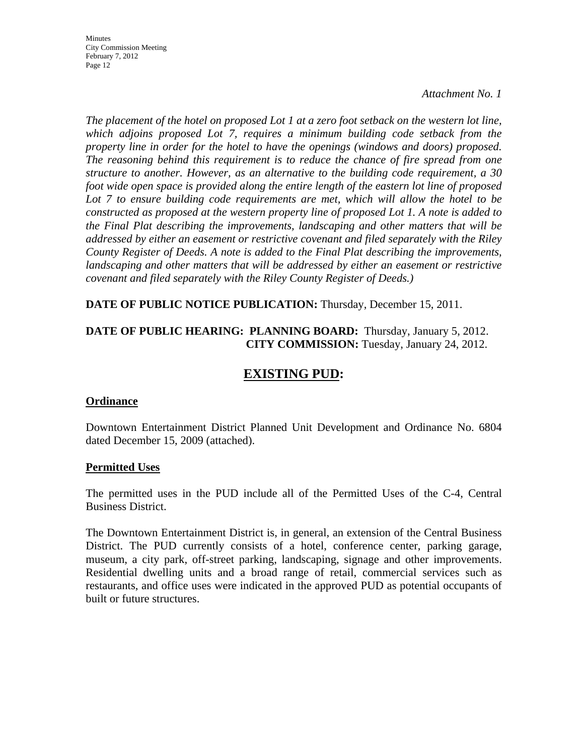*Attachment No. 1*

*The placement of the hotel on proposed Lot 1 at a zero foot setback on the western lot line, which adjoins proposed Lot 7, requires a minimum building code setback from the property line in order for the hotel to have the openings (windows and doors) proposed. The reasoning behind this requirement is to reduce the chance of fire spread from one structure to another. However, as an alternative to the building code requirement, a 30 foot wide open space is provided along the entire length of the eastern lot line of proposed Lot 7 to ensure building code requirements are met, which will allow the hotel to be constructed as proposed at the western property line of proposed Lot 1. A note is added to the Final Plat describing the improvements, landscaping and other matters that will be addressed by either an easement or restrictive covenant and filed separately with the Riley County Register of Deeds. A note is added to the Final Plat describing the improvements, landscaping and other matters that will be addressed by either an easement or restrictive covenant and filed separately with the Riley County Register of Deeds.)*

**DATE OF PUBLIC NOTICE PUBLICATION:** Thursday, December 15, 2011.

**DATE OF PUBLIC HEARING: PLANNING BOARD:** Thursday, January 5, 2012.
**CITY COMMISSION:** Tuesday, January 24, 2012.

## EXISTING PUD:

### Ordinance

Downtown Entertainment District Planned Unit Development and Ordinance No. 6804 dated December 15, 2009 (attached).

### Permitted Uses

The permitted uses in the PUD include all of the Permitted Uses of the C-4, Central Business District.

The Downtown Entertainment District is, in general, an extension of the Central Business District. The PUD currently consists of a hotel, conference center, parking garage, museum, a city park, off-street parking, landscaping, signage and other improvements. Residential dwelling units and a broad range of retail, commercial services such as restaurants, and office uses were indicated in the approved PUD as potential occupants of built or future structures.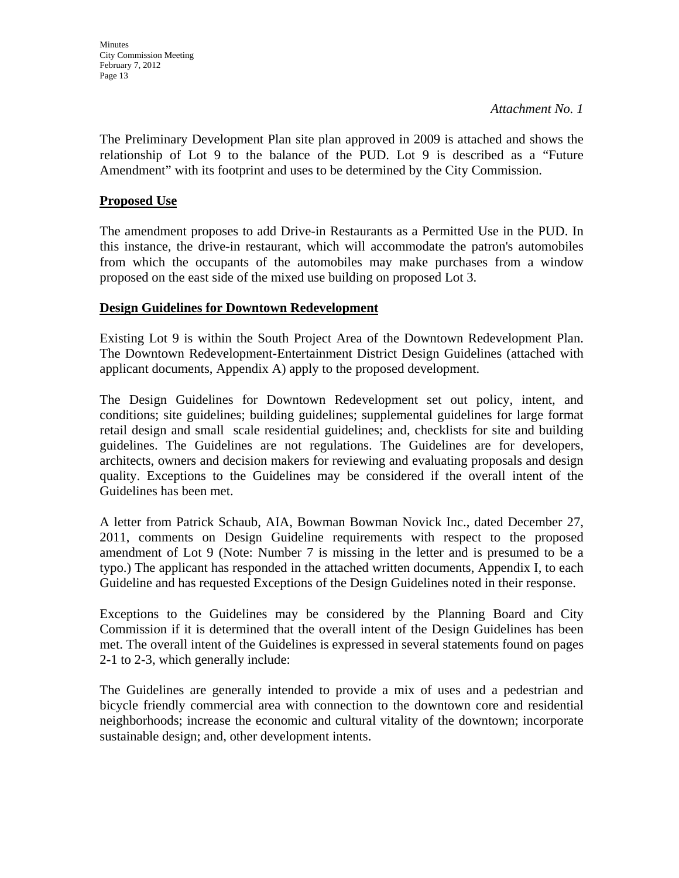*Attachment No. 1*

The Preliminary Development Plan site plan approved in 2009 is attached and shows the relationship of Lot 9 to the balance of the PUD. Lot 9 is described as a "Future Amendment" with its footprint and uses to be determined by the City Commission.

**Proposed Use**

The amendment proposes to add Drive-in Restaurants as a Permitted Use in the PUD. In this instance, the drive-in restaurant, which will accommodate the patron's automobiles from which the occupants of the automobiles may make purchases from a window proposed on the east side of the mixed use building on proposed Lot 3.

**Design Guidelines for Downtown Redevelopment**

Existing Lot 9 is within the South Project Area of the Downtown Redevelopment Plan. The Downtown Redevelopment-Entertainment District Design Guidelines (attached with applicant documents, Appendix A) apply to the proposed development.

The Design Guidelines for Downtown Redevelopment set out policy, intent, and conditions; site guidelines; building guidelines; supplemental guidelines for large format retail design and small scale residential guidelines; and, checklists for site and building guidelines. The Guidelines are not regulations. The Guidelines are for developers, architects, owners and decision makers for reviewing and evaluating proposals and design quality. Exceptions to the Guidelines may be considered if the overall intent of the Guidelines has been met.

A letter from Patrick Schaub, AIA, Bowman Bowman Novick Inc., dated December 27, 2011, comments on Design Guideline requirements with respect to the proposed amendment of Lot 9 (Note: Number 7 is missing in the letter and is presumed to be a typo.) The applicant has responded in the attached written documents, Appendix I, to each Guideline and has requested Exceptions of the Design Guidelines noted in their response.

Exceptions to the Guidelines may be considered by the Planning Board and City Commission if it is determined that the overall intent of the Design Guidelines has been met. The overall intent of the Guidelines is expressed in several statements found on pages 2-1 to 2-3, which generally include:

The Guidelines are generally intended to provide a mix of uses and a pedestrian and bicycle friendly commercial area with connection to the downtown core and residential neighborhoods; increase the economic and cultural vitality of the downtown; incorporate sustainable design; and, other development intents.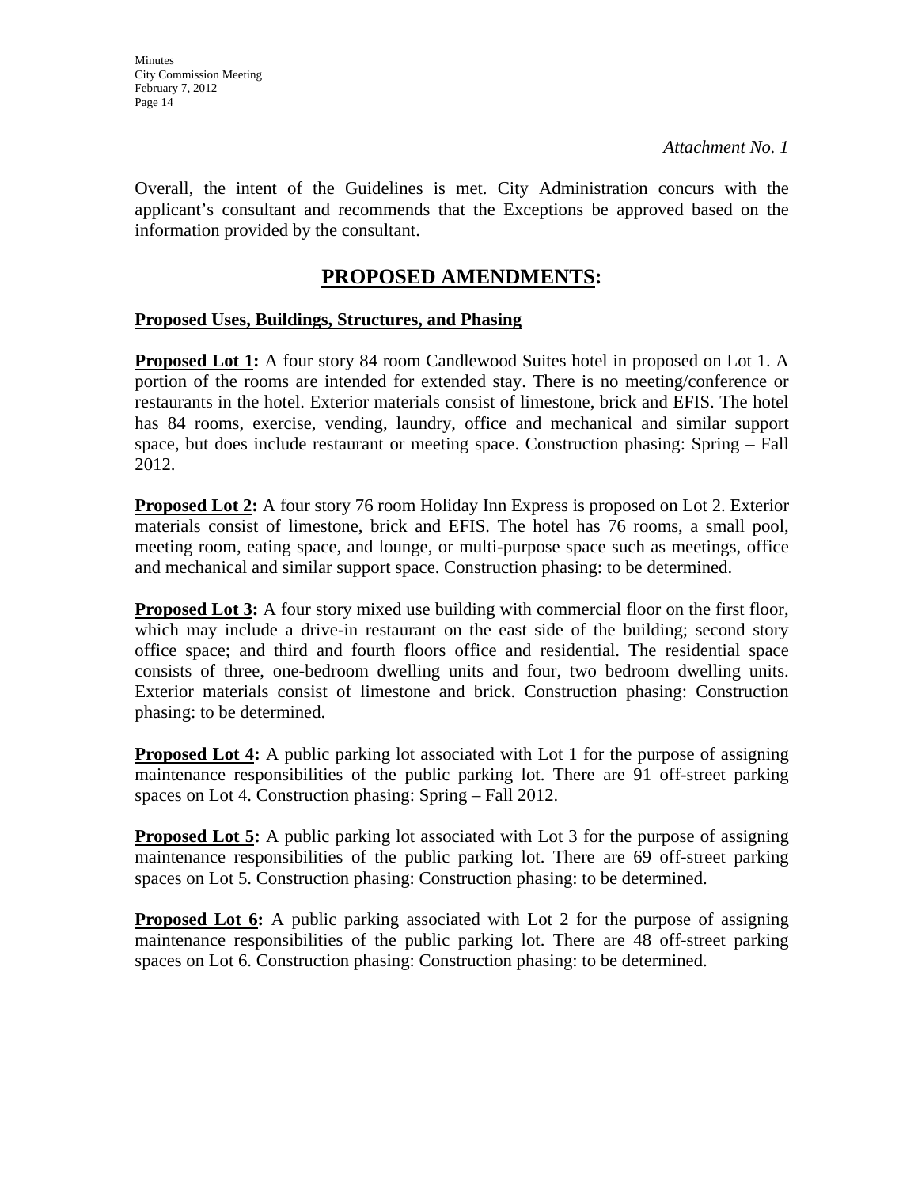*Attachment No. 1*

Overall, the intent of the Guidelines is met. City Administration concurs with the applicant's consultant and recommends that the Exceptions be approved based on the information provided by the consultant.

## PROPOSED AMENDMENTS:

**Proposed Uses, Buildings, Structures, and Phasing**

**Proposed Lot 1:** A four story 84 room Candlewood Suites hotel in proposed on Lot 1. A portion of the rooms are intended for extended stay. There is no meeting/conference or restaurants in the hotel. Exterior materials consist of limestone, brick and EFIS. The hotel has 84 rooms, exercise, vending, laundry, office and mechanical and similar support space, but does include restaurant or meeting space. Construction phasing: Spring – Fall 2012.

**Proposed Lot 2:** A four story 76 room Holiday Inn Express is proposed on Lot 2. Exterior materials consist of limestone, brick and EFIS. The hotel has 76 rooms, a small pool, meeting room, eating space, and lounge, or multi-purpose space such as meetings, office and mechanical and similar support space. Construction phasing: to be determined.

**Proposed Lot 3:** A four story mixed use building with commercial floor on the first floor, which may include a drive-in restaurant on the east side of the building; second story office space; and third and fourth floors office and residential. The residential space consists of three, one-bedroom dwelling units and four, two bedroom dwelling units. Exterior materials consist of limestone and brick. Construction phasing: Construction phasing: to be determined.

**Proposed Lot 4:** A public parking lot associated with Lot 1 for the purpose of assigning maintenance responsibilities of the public parking lot. There are 91 off-street parking spaces on Lot 4. Construction phasing: Spring – Fall 2012.

**Proposed Lot 5:** A public parking lot associated with Lot 3 for the purpose of assigning maintenance responsibilities of the public parking lot. There are 69 off-street parking spaces on Lot 5. Construction phasing: Construction phasing: to be determined.

**Proposed Lot 6:** A public parking associated with Lot 2 for the purpose of assigning maintenance responsibilities of the public parking lot. There are 48 off-street parking spaces on Lot 6. Construction phasing: Construction phasing: to be determined.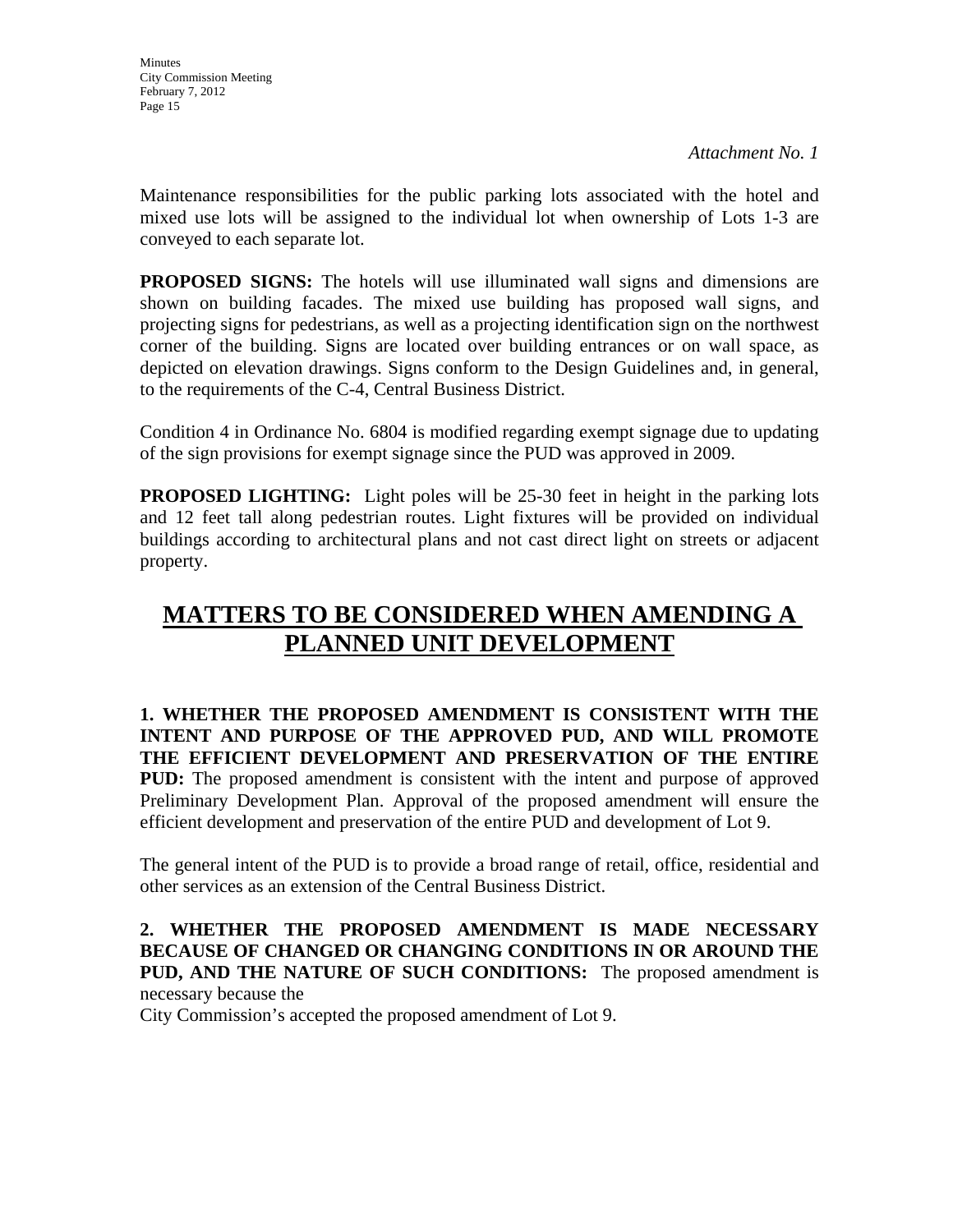*Attachment No. 1*

Maintenance responsibilities for the public parking lots associated with the hotel and mixed use lots will be assigned to the individual lot when ownership of Lots 1-3 are conveyed to each separate lot.

**PROPOSED SIGNS:** The hotels will use illuminated wall signs and dimensions are shown on building facades. The mixed use building has proposed wall signs, and projecting signs for pedestrians, as well as a projecting identification sign on the northwest corner of the building. Signs are located over building entrances or on wall space, as depicted on elevation drawings. Signs conform to the Design Guidelines and, in general, to the requirements of the C-4, Central Business District.

Condition 4 in Ordinance No. 6804 is modified regarding exempt signage due to updating of the sign provisions for exempt signage since the PUD was approved in 2009.

**PROPOSED LIGHTING:** Light poles will be 25-30 feet in height in the parking lots and 12 feet tall along pedestrian routes. Light fixtures will be provided on individual buildings according to architectural plans and not cast direct light on streets or adjacent property.

# MATTERS TO BE CONSIDERED WHEN AMENDING A PLANNED UNIT DEVELOPMENT

**1. WHETHER THE PROPOSED AMENDMENT IS CONSISTENT WITH THE INTENT AND PURPOSE OF THE APPROVED PUD, AND WILL PROMOTE THE EFFICIENT DEVELOPMENT AND PRESERVATION OF THE ENTIRE PUD:** The proposed amendment is consistent with the intent and purpose of approved Preliminary Development Plan. Approval of the proposed amendment will ensure the efficient development and preservation of the entire PUD and development of Lot 9.

The general intent of the PUD is to provide a broad range of retail, office, residential and other services as an extension of the Central Business District.

**2. WHETHER THE PROPOSED AMENDMENT IS MADE NECESSARY BECAUSE OF CHANGED OR CHANGING CONDITIONS IN OR AROUND THE PUD, AND THE NATURE OF SUCH CONDITIONS:** The proposed amendment is necessary because the

City Commission's accepted the proposed amendment of Lot 9.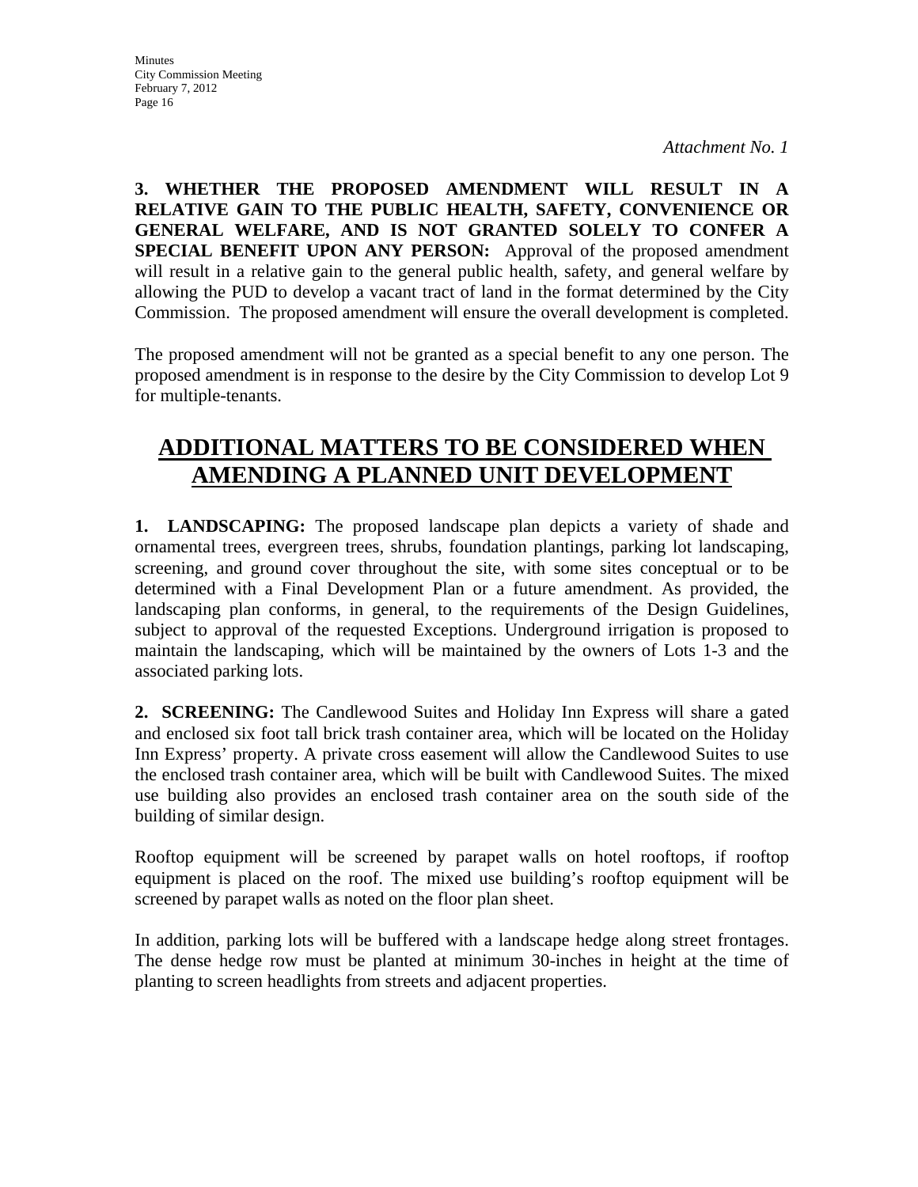*Attachment No. 1*

**3. WHETHER THE PROPOSED AMENDMENT WILL RESULT IN A RELATIVE GAIN TO THE PUBLIC HEALTH, SAFETY, CONVENIENCE OR GENERAL WELFARE, AND IS NOT GRANTED SOLELY TO CONFER A SPECIAL BENEFIT UPON ANY PERSON:** Approval of the proposed amendment will result in a relative gain to the general public health, safety, and general welfare by allowing the PUD to develop a vacant tract of land in the format determined by the City Commission. The proposed amendment will ensure the overall development is completed.

The proposed amendment will not be granted as a special benefit to any one person. The proposed amendment is in response to the desire by the City Commission to develop Lot 9 for multiple-tenants.

## ADDITIONAL MATTERS TO BE CONSIDERED WHEN AMENDING A PLANNED UNIT DEVELOPMENT

**1. LANDSCAPING:** The proposed landscape plan depicts a variety of shade and ornamental trees, evergreen trees, shrubs, foundation plantings, parking lot landscaping, screening, and ground cover throughout the site, with some sites conceptual or to be determined with a Final Development Plan or a future amendment. As provided, the landscaping plan conforms, in general, to the requirements of the Design Guidelines, subject to approval of the requested Exceptions. Underground irrigation is proposed to maintain the landscaping, which will be maintained by the owners of Lots 1-3 and the associated parking lots.

**2. SCREENING:** The Candlewood Suites and Holiday Inn Express will share a gated and enclosed six foot tall brick trash container area, which will be located on the Holiday Inn Express' property. A private cross easement will allow the Candlewood Suites to use the enclosed trash container area, which will be built with Candlewood Suites. The mixed use building also provides an enclosed trash container area on the south side of the building of similar design.

Rooftop equipment will be screened by parapet walls on hotel rooftops, if rooftop equipment is placed on the roof. The mixed use building's rooftop equipment will be screened by parapet walls as noted on the floor plan sheet.

In addition, parking lots will be buffered with a landscape hedge along street frontages. The dense hedge row must be planted at minimum 30-inches in height at the time of planting to screen headlights from streets and adjacent properties.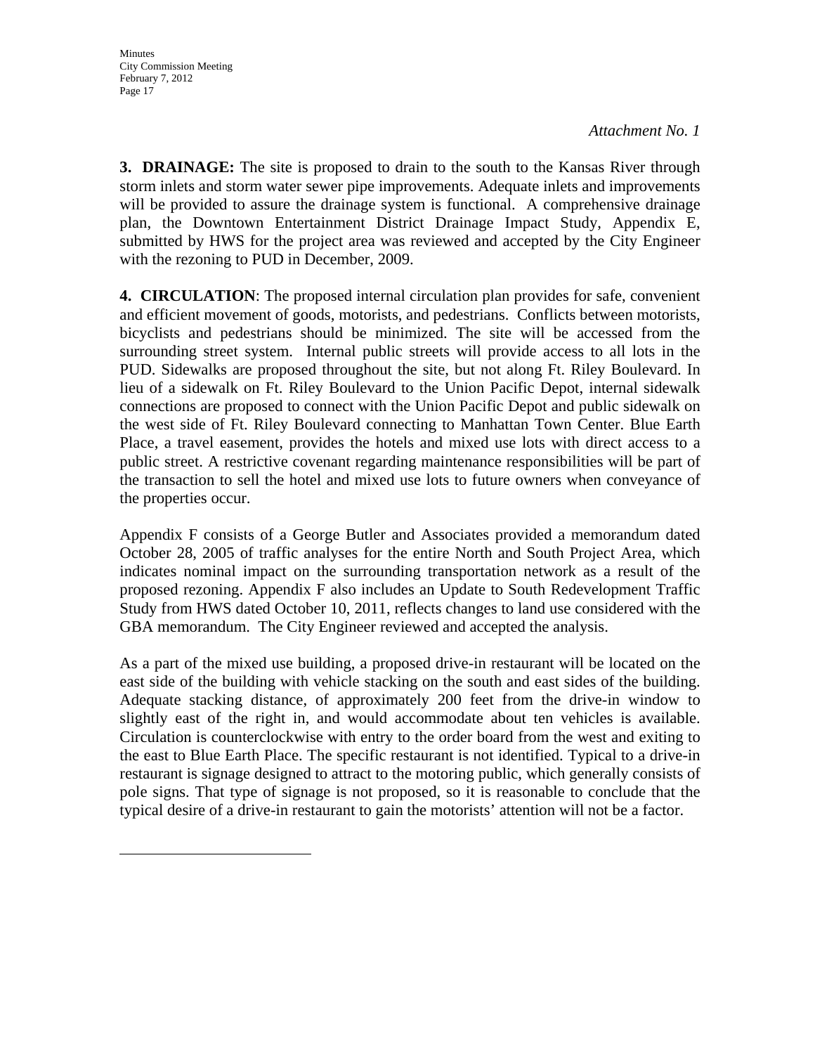*Attachment No. 1*

**3. DRAINAGE:** The site is proposed to drain to the south to the Kansas River through storm inlets and storm water sewer pipe improvements. Adequate inlets and improvements will be provided to assure the drainage system is functional. A comprehensive drainage plan, the Downtown Entertainment District Drainage Impact Study, Appendix E, submitted by HWS for the project area was reviewed and accepted by the City Engineer with the rezoning to PUD in December, 2009.

**4. CIRCULATION**: The proposed internal circulation plan provides for safe, convenient and efficient movement of goods, motorists, and pedestrians. Conflicts between motorists, bicyclists and pedestrians should be minimized. The site will be accessed from the surrounding street system. Internal public streets will provide access to all lots in the PUD. Sidewalks are proposed throughout the site, but not along Ft. Riley Boulevard. In lieu of a sidewalk on Ft. Riley Boulevard to the Union Pacific Depot, internal sidewalk connections are proposed to connect with the Union Pacific Depot and public sidewalk on the west side of Ft. Riley Boulevard connecting to Manhattan Town Center. Blue Earth Place, a travel easement, provides the hotels and mixed use lots with direct access to a public street. A restrictive covenant regarding maintenance responsibilities will be part of the transaction to sell the hotel and mixed use lots to future owners when conveyance of the properties occur.

Appendix F consists of a George Butler and Associates provided a memorandum dated October 28, 2005 of traffic analyses for the entire North and South Project Area, which indicates nominal impact on the surrounding transportation network as a result of the proposed rezoning. Appendix F also includes an Update to South Redevelopment Traffic Study from HWS dated October 10, 2011, reflects changes to land use considered with the GBA memorandum. The City Engineer reviewed and accepted the analysis.

As a part of the mixed use building, a proposed drive-in restaurant will be located on the east side of the building with vehicle stacking on the south and east sides of the building. Adequate stacking distance, of approximately 200 feet from the drive-in window to slightly east of the right in, and would accommodate about ten vehicles is available. Circulation is counterclockwise with entry to the order board from the west and exiting to the east to Blue Earth Place. The specific restaurant is not identified. Typical to a drive-in restaurant is signage designed to attract to the motoring public, which generally consists of pole signs. That type of signage is not proposed, so it is reasonable to conclude that the typical desire of a drive-in restaurant to gain the motorists' attention will not be a factor.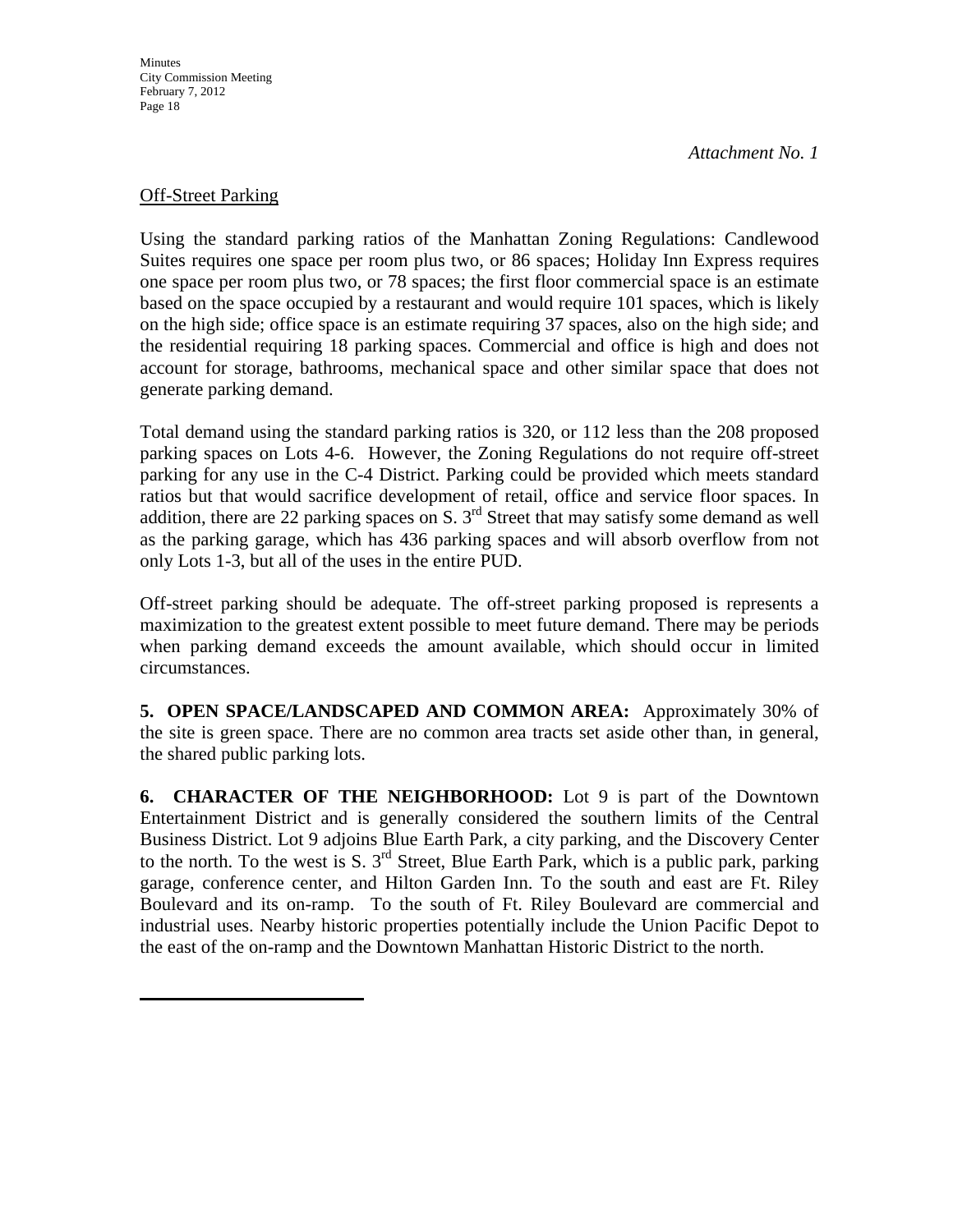*Attachment No. 1*

Off-Street Parking

Using the standard parking ratios of the Manhattan Zoning Regulations: Candlewood Suites requires one space per room plus two, or 86 spaces; Holiday Inn Express requires one space per room plus two, or 78 spaces; the first floor commercial space is an estimate based on the space occupied by a restaurant and would require 101 spaces, which is likely on the high side; office space is an estimate requiring 37 spaces, also on the high side; and the residential requiring 18 parking spaces. Commercial and office is high and does not account for storage, bathrooms, mechanical space and other similar space that does not generate parking demand.

Total demand using the standard parking ratios is 320, or 112 less than the 208 proposed parking spaces on Lots 4-6. However, the Zoning Regulations do not require off-street parking for any use in the C-4 District. Parking could be provided which meets standard ratios but that would sacrifice development of retail, office and service floor spaces. In addition, there are 22 parking spaces on S. 3rd Street that may satisfy some demand as well as the parking garage, which has 436 parking spaces and will absorb overflow from not only Lots 1-3, but all of the uses in the entire PUD.

Off-street parking should be adequate. The off-street parking proposed is represents a maximization to the greatest extent possible to meet future demand. There may be periods when parking demand exceeds the amount available, which should occur in limited circumstances.

**5. OPEN SPACE/LANDSCAPED AND COMMON AREA:** Approximately 30% of the site is green space. There are no common area tracts set aside other than, in general, the shared public parking lots.

**6. CHARACTER OF THE NEIGHBORHOOD:** Lot 9 is part of the Downtown Entertainment District and is generally considered the southern limits of the Central Business District. Lot 9 adjoins Blue Earth Park, a city parking, and the Discovery Center to the north. To the west is S. 3rd Street, Blue Earth Park, which is a public park, parking garage, conference center, and Hilton Garden Inn. To the south and east are Ft. Riley Boulevard and its on-ramp. To the south of Ft. Riley Boulevard are commercial and industrial uses. Nearby historic properties potentially include the Union Pacific Depot to the east of the on-ramp and the Downtown Manhattan Historic District to the north.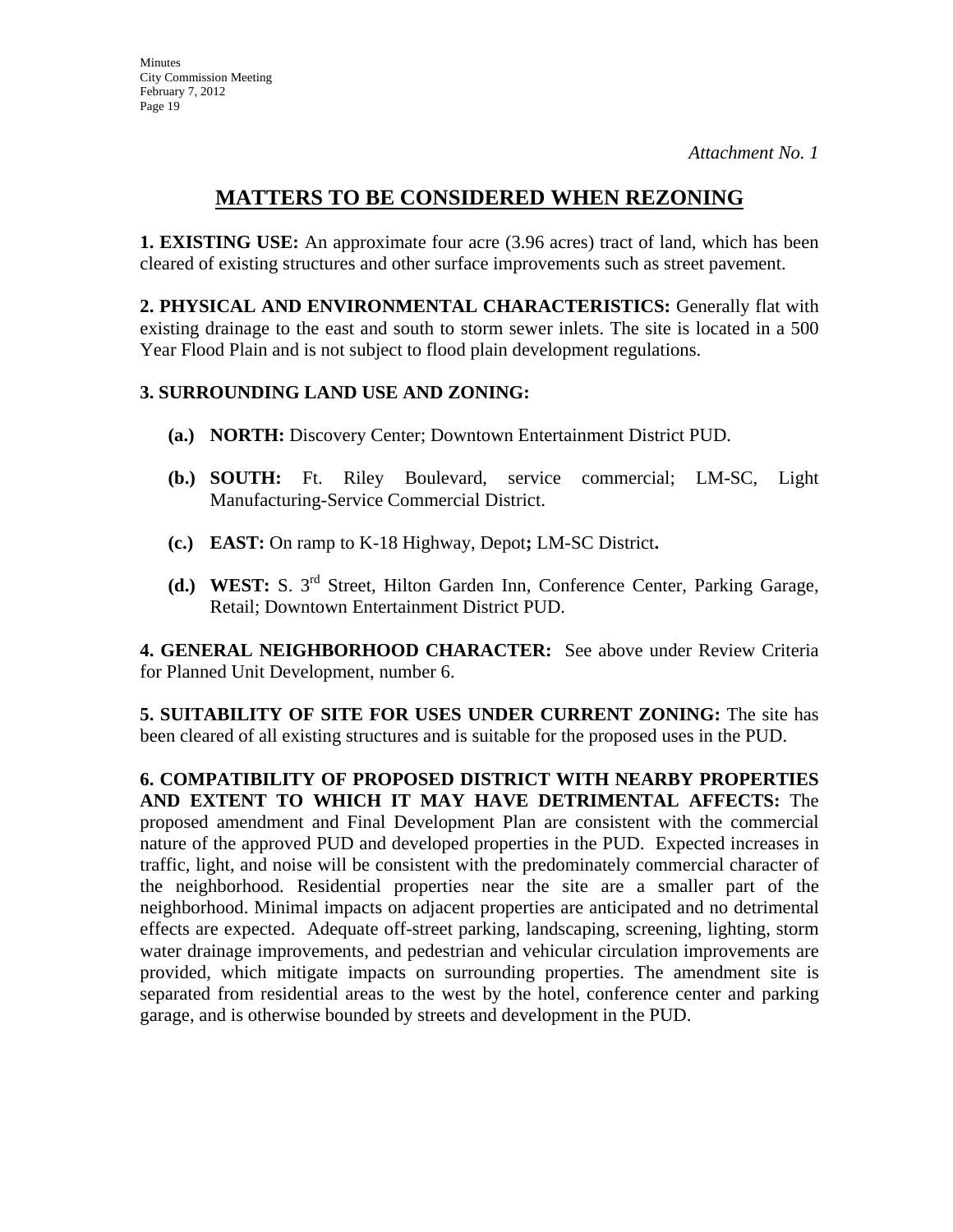*Attachment No. 1*

## MATTERS TO BE CONSIDERED WHEN REZONING

**1. EXISTING USE:** An approximate four acre (3.96 acres) tract of land, which has been cleared of existing structures and other surface improvements such as street pavement.

**2. PHYSICAL AND ENVIRONMENTAL CHARACTERISTICS:** Generally flat with existing drainage to the east and south to storm sewer inlets. The site is located in a 500 Year Flood Plain and is not subject to flood plain development regulations.

**3. SURROUNDING LAND USE AND ZONING:**

- **(a.) NORTH:** Discovery Center; Downtown Entertainment District PUD.
- **(b.) SOUTH:** Ft. Riley Boulevard, service commercial; LM-SC, Light Manufacturing-Service Commercial District.
- **(c.) EAST:** On ramp to K-18 Highway, Depot**;** LM-SC District**.**
- **(d.) WEST:** S. 3rd Street, Hilton Garden Inn, Conference Center, Parking Garage, Retail; Downtown Entertainment District PUD.

**4. GENERAL NEIGHBORHOOD CHARACTER:** See above under Review Criteria for Planned Unit Development, number 6.

**5. SUITABILITY OF SITE FOR USES UNDER CURRENT ZONING:** The site has been cleared of all existing structures and is suitable for the proposed uses in the PUD.

**6. COMPATIBILITY OF PROPOSED DISTRICT WITH NEARBY PROPERTIES AND EXTENT TO WHICH IT MAY HAVE DETRIMENTAL AFFECTS:** The proposed amendment and Final Development Plan are consistent with the commercial nature of the approved PUD and developed properties in the PUD. Expected increases in traffic, light, and noise will be consistent with the predominately commercial character of the neighborhood. Residential properties near the site are a smaller part of the neighborhood. Minimal impacts on adjacent properties are anticipated and no detrimental effects are expected. Adequate off-street parking, landscaping, screening, lighting, storm water drainage improvements, and pedestrian and vehicular circulation improvements are provided, which mitigate impacts on surrounding properties. The amendment site is separated from residential areas to the west by the hotel, conference center and parking garage, and is otherwise bounded by streets and development in the PUD.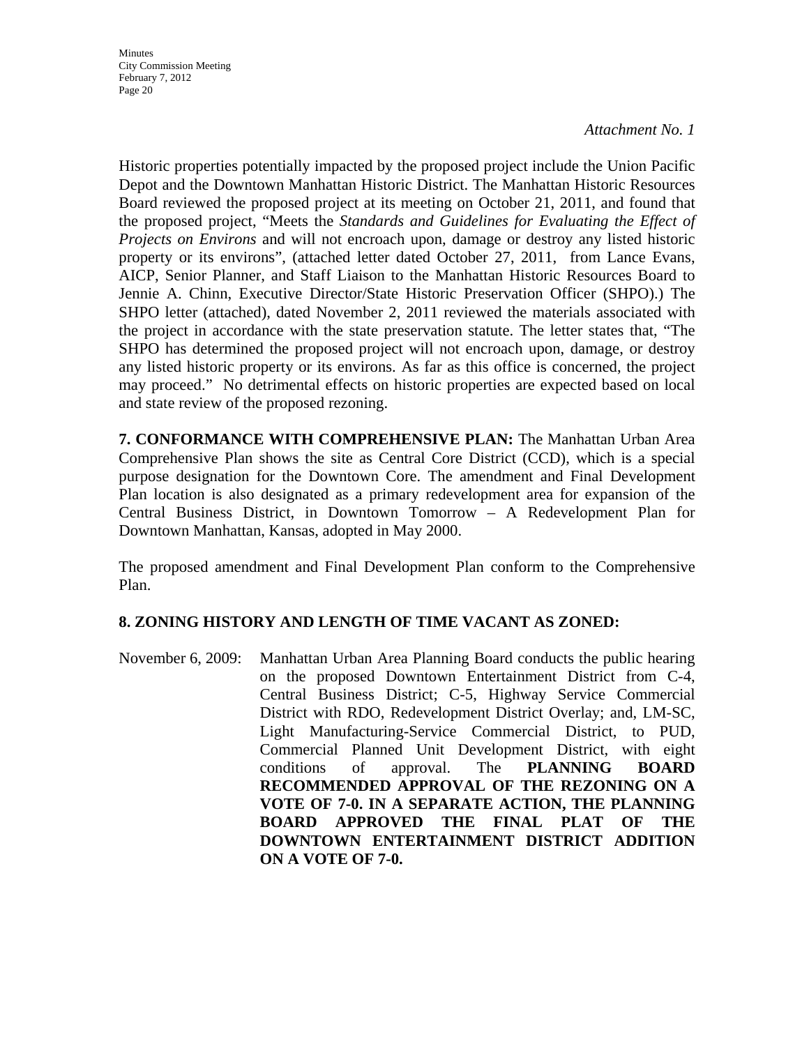*Attachment No. 1*

Historic properties potentially impacted by the proposed project include the Union Pacific Depot and the Downtown Manhattan Historic District. The Manhattan Historic Resources Board reviewed the proposed project at its meeting on October 21, 2011, and found that the proposed project, "Meets the *Standards and Guidelines for Evaluating the Effect of Projects on Environs* and will not encroach upon, damage or destroy any listed historic property or its environs", (attached letter dated October 27, 2011, from Lance Evans, AICP, Senior Planner, and Staff Liaison to the Manhattan Historic Resources Board to Jennie A. Chinn, Executive Director/State Historic Preservation Officer (SHPO).) The SHPO letter (attached), dated November 2, 2011 reviewed the materials associated with the project in accordance with the state preservation statute. The letter states that, "The SHPO has determined the proposed project will not encroach upon, damage, or destroy any listed historic property or its environs. As far as this office is concerned, the project may proceed." No detrimental effects on historic properties are expected based on local and state review of the proposed rezoning.

**7. CONFORMANCE WITH COMPREHENSIVE PLAN:** The Manhattan Urban Area Comprehensive Plan shows the site as Central Core District (CCD), which is a special purpose designation for the Downtown Core. The amendment and Final Development Plan location is also designated as a primary redevelopment area for expansion of the Central Business District, in Downtown Tomorrow – A Redevelopment Plan for Downtown Manhattan, Kansas, adopted in May 2000.

The proposed amendment and Final Development Plan conform to the Comprehensive Plan.

**8. ZONING HISTORY AND LENGTH OF TIME VACANT AS ZONED:**

November 6, 2009: Manhattan Urban Area Planning Board conducts the public hearing on the proposed Downtown Entertainment District from C-4, Central Business District; C-5, Highway Service Commercial District with RDO, Redevelopment District Overlay; and, LM-SC, Light Manufacturing-Service Commercial District, to PUD, Commercial Planned Unit Development District, with eight conditions of approval. The **PLANNING BOARD RECOMMENDED APPROVAL OF THE REZONING ON A VOTE OF 7-0. IN A SEPARATE ACTION, THE PLANNING BOARD APPROVED THE FINAL PLAT OF THE DOWNTOWN ENTERTAINMENT DISTRICT ADDITION ON A VOTE OF 7-0.**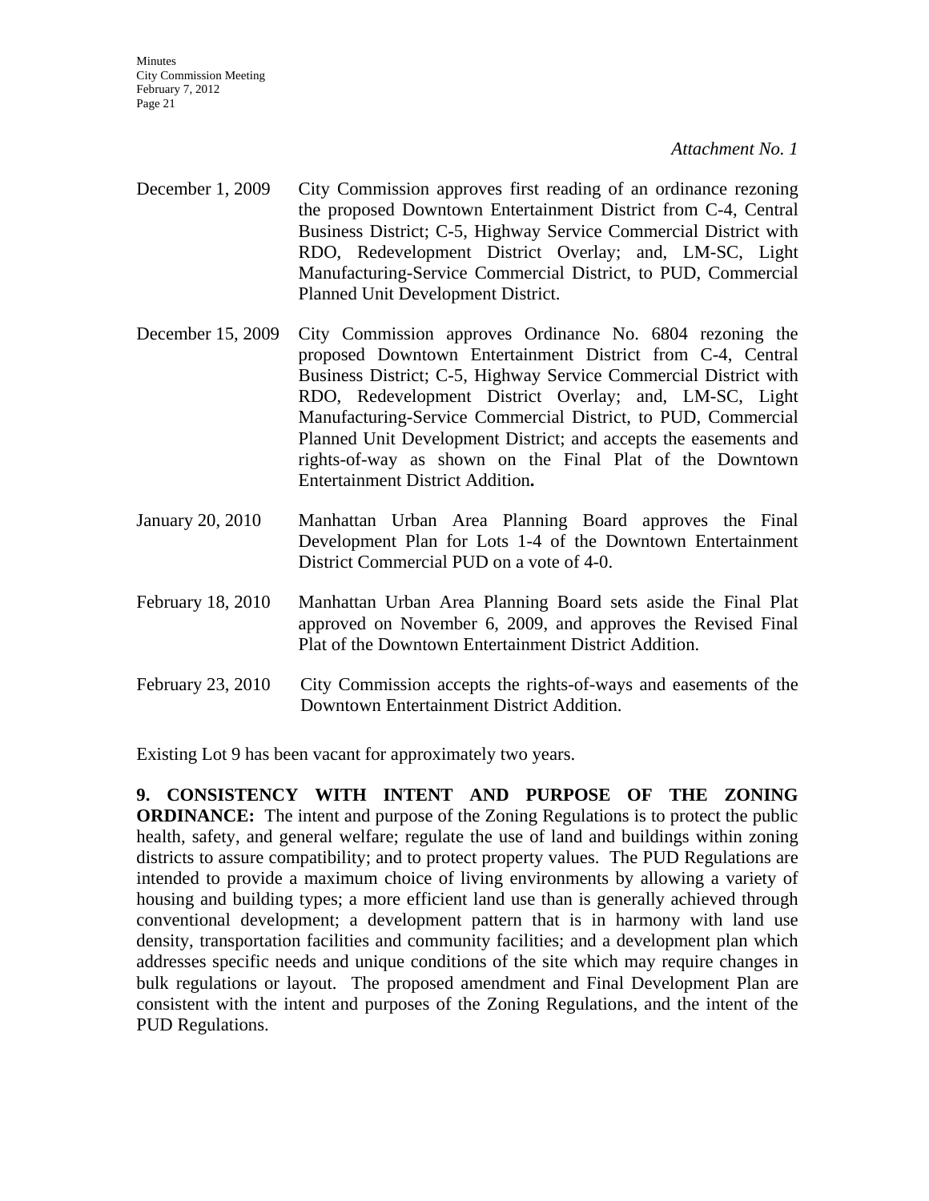*Attachment No. 1*

December 1, 2009 — City Commission approves first reading of an ordinance rezoning the proposed Downtown Entertainment District from C-4, Central Business District; C-5, Highway Service Commercial District with RDO, Redevelopment District Overlay; and, LM-SC, Light Manufacturing-Service Commercial District, to PUD, Commercial Planned Unit Development District.

December 15, 2009 — City Commission approves Ordinance No. 6804 rezoning the proposed Downtown Entertainment District from C-4, Central Business District; C-5, Highway Service Commercial District with RDO, Redevelopment District Overlay; and, LM-SC, Light Manufacturing-Service Commercial District, to PUD, Commercial Planned Unit Development District; and accepts the easements and rights-of-way as shown on the Final Plat of the Downtown Entertainment District Addition**.**

January 20, 2010 — Manhattan Urban Area Planning Board approves the Final Development Plan for Lots 1-4 of the Downtown Entertainment District Commercial PUD on a vote of 4-0.

February 18, 2010 — Manhattan Urban Area Planning Board sets aside the Final Plat approved on November 6, 2009, and approves the Revised Final Plat of the Downtown Entertainment District Addition.

February 23, 2010 — City Commission accepts the rights-of-ways and easements of the Downtown Entertainment District Addition.

Existing Lot 9 has been vacant for approximately two years.

**9. CONSISTENCY WITH INTENT AND PURPOSE OF THE ZONING ORDINANCE:** The intent and purpose of the Zoning Regulations is to protect the public health, safety, and general welfare; regulate the use of land and buildings within zoning districts to assure compatibility; and to protect property values. The PUD Regulations are intended to provide a maximum choice of living environments by allowing a variety of housing and building types; a more efficient land use than is generally achieved through conventional development; a development pattern that is in harmony with land use density, transportation facilities and community facilities; and a development plan which addresses specific needs and unique conditions of the site which may require changes in bulk regulations or layout. The proposed amendment and Final Development Plan are consistent with the intent and purposes of the Zoning Regulations, and the intent of the PUD Regulations.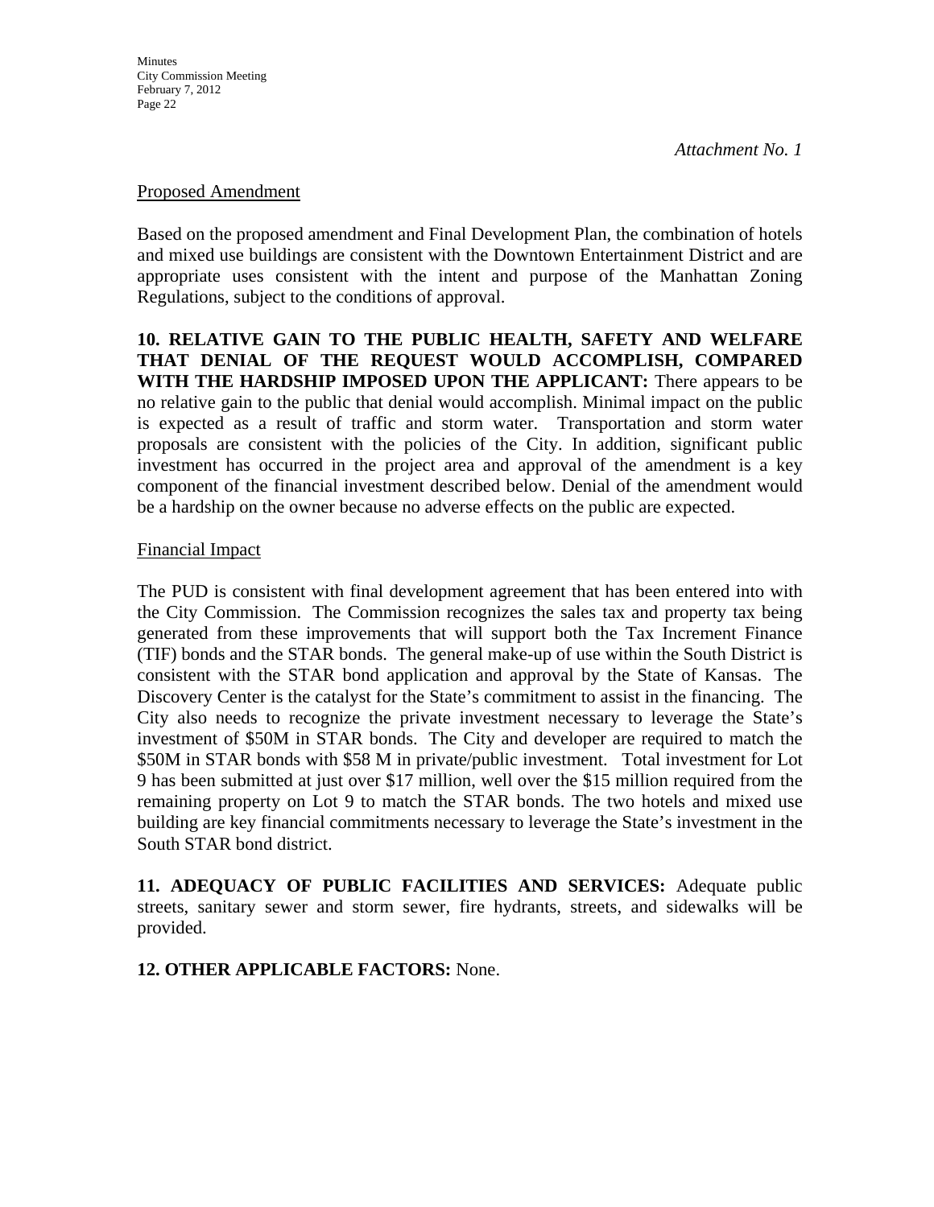*Attachment No. 1*

Proposed Amendment

Based on the proposed amendment and Final Development Plan, the combination of hotels and mixed use buildings are consistent with the Downtown Entertainment District and are appropriate uses consistent with the intent and purpose of the Manhattan Zoning Regulations, subject to the conditions of approval.

**10. RELATIVE GAIN TO THE PUBLIC HEALTH, SAFETY AND WELFARE THAT DENIAL OF THE REQUEST WOULD ACCOMPLISH, COMPARED WITH THE HARDSHIP IMPOSED UPON THE APPLICANT:** There appears to be no relative gain to the public that denial would accomplish. Minimal impact on the public is expected as a result of traffic and storm water. Transportation and storm water proposals are consistent with the policies of the City. In addition, significant public investment has occurred in the project area and approval of the amendment is a key component of the financial investment described below. Denial of the amendment would be a hardship on the owner because no adverse effects on the public are expected.

Financial Impact

The PUD is consistent with final development agreement that has been entered into with the City Commission. The Commission recognizes the sales tax and property tax being generated from these improvements that will support both the Tax Increment Finance (TIF) bonds and the STAR bonds. The general make-up of use within the South District is consistent with the STAR bond application and approval by the State of Kansas. The Discovery Center is the catalyst for the State's commitment to assist in the financing. The City also needs to recognize the private investment necessary to leverage the State's investment of $50M in STAR bonds. The City and developer are required to match the $50M in STAR bonds with $58 M in private/public investment. Total investment for Lot 9 has been submitted at just over $17 million, well over the $15 million required from the remaining property on Lot 9 to match the STAR bonds. The two hotels and mixed use building are key financial commitments necessary to leverage the State's investment in the South STAR bond district.

**11. ADEQUACY OF PUBLIC FACILITIES AND SERVICES:** Adequate public streets, sanitary sewer and storm sewer, fire hydrants, streets, and sidewalks will be provided.

**12. OTHER APPLICABLE FACTORS:** None.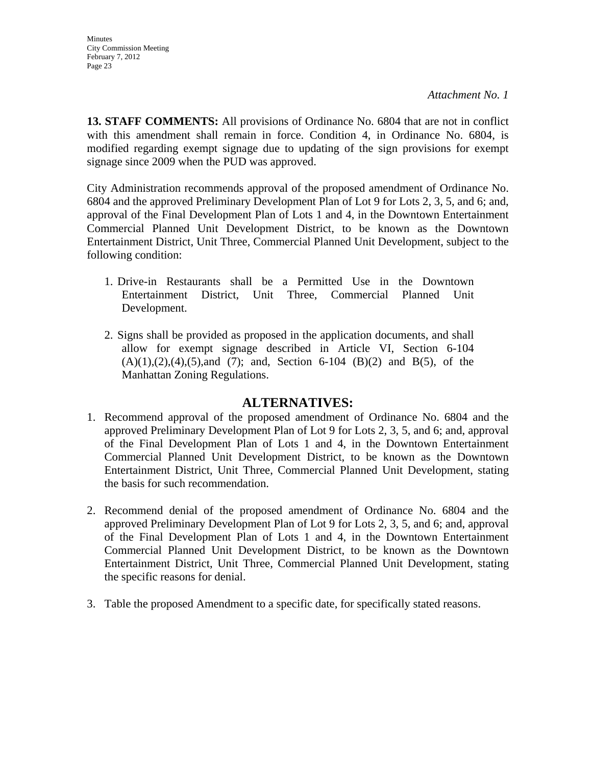*Attachment No. 1*

**13. STAFF COMMENTS:** All provisions of Ordinance No. 6804 that are not in conflict with this amendment shall remain in force. Condition 4, in Ordinance No. 6804, is modified regarding exempt signage due to updating of the sign provisions for exempt signage since 2009 when the PUD was approved.

City Administration recommends approval of the proposed amendment of Ordinance No. 6804 and the approved Preliminary Development Plan of Lot 9 for Lots 2, 3, 5, and 6; and, approval of the Final Development Plan of Lots 1 and 4, in the Downtown Entertainment Commercial Planned Unit Development District, to be known as the Downtown Entertainment District, Unit Three, Commercial Planned Unit Development, subject to the following condition:

1. Drive-in Restaurants shall be a Permitted Use in the Downtown Entertainment District, Unit Three, Commercial Planned Unit Development.

2. Signs shall be provided as proposed in the application documents, and shall allow for exempt signage described in Article VI, Section 6-104 (A)(1),(2),(4),(5),and (7); and, Section 6-104 (B)(2) and B(5), of the Manhattan Zoning Regulations.

## ALTERNATIVES:

1. Recommend approval of the proposed amendment of Ordinance No. 6804 and the approved Preliminary Development Plan of Lot 9 for Lots 2, 3, 5, and 6; and, approval of the Final Development Plan of Lots 1 and 4, in the Downtown Entertainment Commercial Planned Unit Development District, to be known as the Downtown Entertainment District, Unit Three, Commercial Planned Unit Development, stating the basis for such recommendation.

2. Recommend denial of the proposed amendment of Ordinance No. 6804 and the approved Preliminary Development Plan of Lot 9 for Lots 2, 3, 5, and 6; and, approval of the Final Development Plan of Lots 1 and 4, in the Downtown Entertainment Commercial Planned Unit Development District, to be known as the Downtown Entertainment District, Unit Three, Commercial Planned Unit Development, stating the specific reasons for denial.

3. Table the proposed Amendment to a specific date, for specifically stated reasons.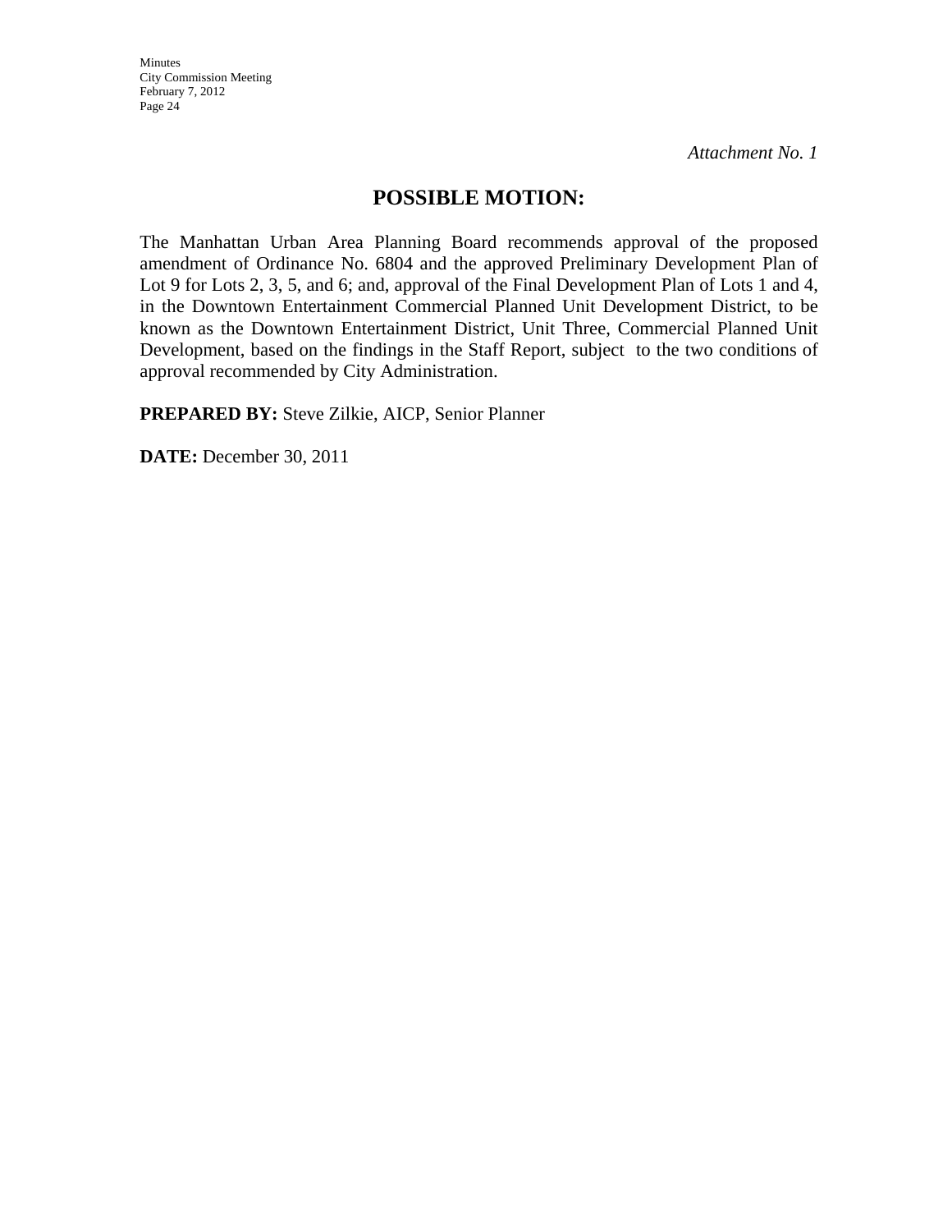*Attachment No. 1*

## POSSIBLE MOTION:

The Manhattan Urban Area Planning Board recommends approval of the proposed amendment of Ordinance No. 6804 and the approved Preliminary Development Plan of Lot 9 for Lots 2, 3, 5, and 6; and, approval of the Final Development Plan of Lots 1 and 4, in the Downtown Entertainment Commercial Planned Unit Development District, to be known as the Downtown Entertainment District, Unit Three, Commercial Planned Unit Development, based on the findings in the Staff Report, subject to the two conditions of approval recommended by City Administration.

**PREPARED BY:** Steve Zilkie, AICP, Senior Planner

**DATE:** December 30, 2011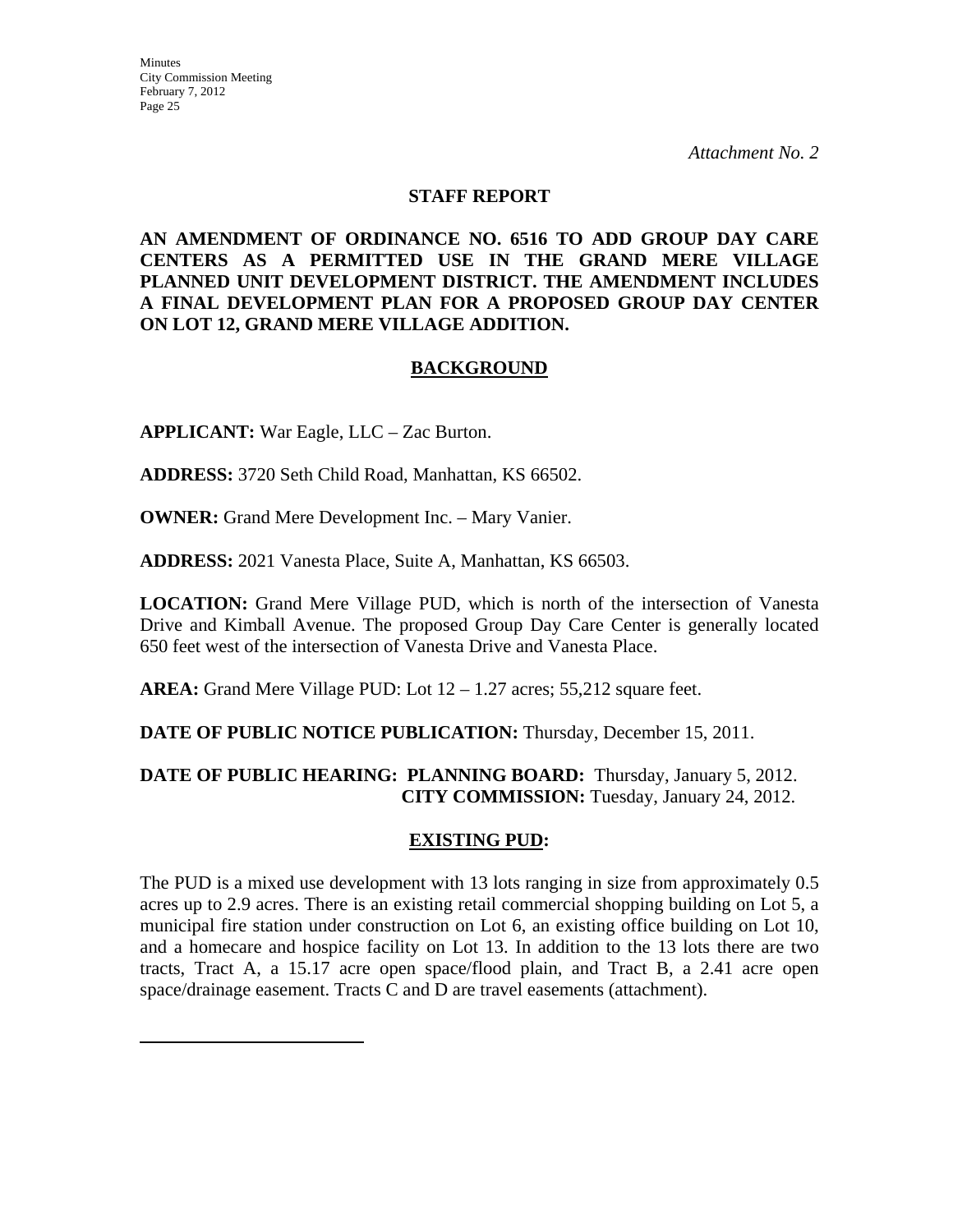*Attachment No. 2*

**STAFF REPORT**

**AN AMENDMENT OF ORDINANCE NO. 6516 TO ADD GROUP DAY CARE CENTERS AS A PERMITTED USE IN THE GRAND MERE VILLAGE PLANNED UNIT DEVELOPMENT DISTRICT. THE AMENDMENT INCLUDES A FINAL DEVELOPMENT PLAN FOR A PROPOSED GROUP DAY CENTER ON LOT 12, GRAND MERE VILLAGE ADDITION.**

## BACKGROUND

**APPLICANT:** War Eagle, LLC – Zac Burton.

**ADDRESS:** 3720 Seth Child Road, Manhattan, KS 66502.

**OWNER:** Grand Mere Development Inc. – Mary Vanier.

**ADDRESS:** 2021 Vanesta Place, Suite A, Manhattan, KS 66503.

**LOCATION:** Grand Mere Village PUD, which is north of the intersection of Vanesta Drive and Kimball Avenue. The proposed Group Day Care Center is generally located 650 feet west of the intersection of Vanesta Drive and Vanesta Place.

**AREA:** Grand Mere Village PUD: Lot 12 – 1.27 acres; 55,212 square feet.

**DATE OF PUBLIC NOTICE PUBLICATION:** Thursday, December 15, 2011.

**DATE OF PUBLIC HEARING: PLANNING BOARD:** Thursday, January 5, 2012.
**CITY COMMISSION:** Tuesday, January 24, 2012.

## EXISTING PUD:

The PUD is a mixed use development with 13 lots ranging in size from approximately 0.5 acres up to 2.9 acres. There is an existing retail commercial shopping building on Lot 5, a municipal fire station under construction on Lot 6, an existing office building on Lot 10, and a homecare and hospice facility on Lot 13. In addition to the 13 lots there are two tracts, Tract A, a 15.17 acre open space/flood plain, and Tract B, a 2.41 acre open space/drainage easement. Tracts C and D are travel easements (attachment).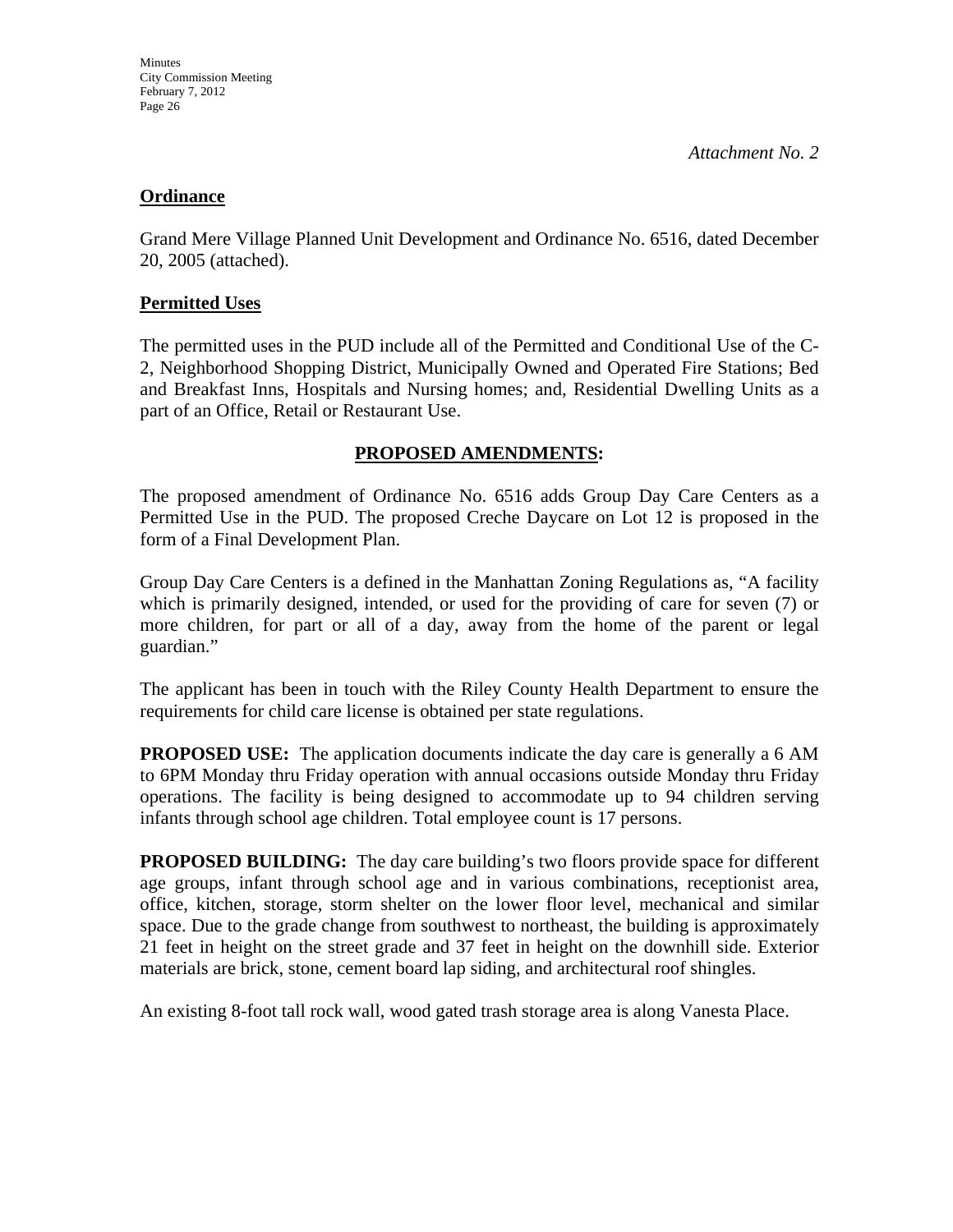*Attachment No. 2*

**Ordinance**

Grand Mere Village Planned Unit Development and Ordinance No. 6516, dated December 20, 2005 (attached).

**Permitted Uses**

The permitted uses in the PUD include all of the Permitted and Conditional Use of the C-2, Neighborhood Shopping District, Municipally Owned and Operated Fire Stations; Bed and Breakfast Inns, Hospitals and Nursing homes; and, Residential Dwelling Units as a part of an Office, Retail or Restaurant Use.

**PROPOSED AMENDMENTS:**

The proposed amendment of Ordinance No. 6516 adds Group Day Care Centers as a Permitted Use in the PUD. The proposed Creche Daycare on Lot 12 is proposed in the form of a Final Development Plan.

Group Day Care Centers is a defined in the Manhattan Zoning Regulations as, "A facility which is primarily designed, intended, or used for the providing of care for seven (7) or more children, for part or all of a day, away from the home of the parent or legal guardian."

The applicant has been in touch with the Riley County Health Department to ensure the requirements for child care license is obtained per state regulations.

**PROPOSED USE:** The application documents indicate the day care is generally a 6 AM to 6PM Monday thru Friday operation with annual occasions outside Monday thru Friday operations. The facility is being designed to accommodate up to 94 children serving infants through school age children. Total employee count is 17 persons.

**PROPOSED BUILDING:** The day care building's two floors provide space for different age groups, infant through school age and in various combinations, receptionist area, office, kitchen, storage, storm shelter on the lower floor level, mechanical and similar space. Due to the grade change from southwest to northeast, the building is approximately 21 feet in height on the street grade and 37 feet in height on the downhill side. Exterior materials are brick, stone, cement board lap siding, and architectural roof shingles.

An existing 8-foot tall rock wall, wood gated trash storage area is along Vanesta Place.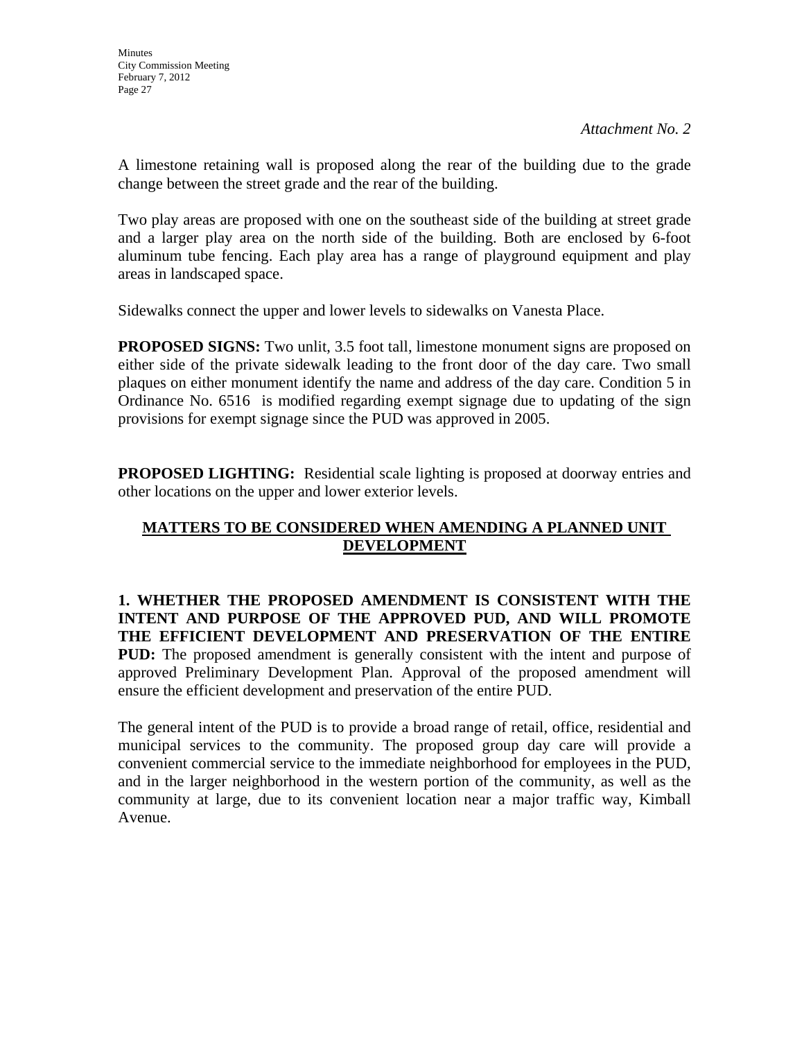*Attachment No. 2*

A limestone retaining wall is proposed along the rear of the building due to the grade change between the street grade and the rear of the building.

Two play areas are proposed with one on the southeast side of the building at street grade and a larger play area on the north side of the building. Both are enclosed by 6-foot aluminum tube fencing. Each play area has a range of playground equipment and play areas in landscaped space.

Sidewalks connect the upper and lower levels to sidewalks on Vanesta Place.

**PROPOSED SIGNS:** Two unlit, 3.5 foot tall, limestone monument signs are proposed on either side of the private sidewalk leading to the front door of the day care. Two small plaques on either monument identify the name and address of the day care. Condition 5 in Ordinance No. 6516 is modified regarding exempt signage due to updating of the sign provisions for exempt signage since the PUD was approved in 2005.

**PROPOSED LIGHTING:** Residential scale lighting is proposed at doorway entries and other locations on the upper and lower exterior levels.

## MATTERS TO BE CONSIDERED WHEN AMENDING A PLANNED UNIT DEVELOPMENT

**1. WHETHER THE PROPOSED AMENDMENT IS CONSISTENT WITH THE INTENT AND PURPOSE OF THE APPROVED PUD, AND WILL PROMOTE THE EFFICIENT DEVELOPMENT AND PRESERVATION OF THE ENTIRE PUD:** The proposed amendment is generally consistent with the intent and purpose of approved Preliminary Development Plan. Approval of the proposed amendment will ensure the efficient development and preservation of the entire PUD.

The general intent of the PUD is to provide a broad range of retail, office, residential and municipal services to the community. The proposed group day care will provide a convenient commercial service to the immediate neighborhood for employees in the PUD, and in the larger neighborhood in the western portion of the community, as well as the community at large, due to its convenient location near a major traffic way, Kimball Avenue.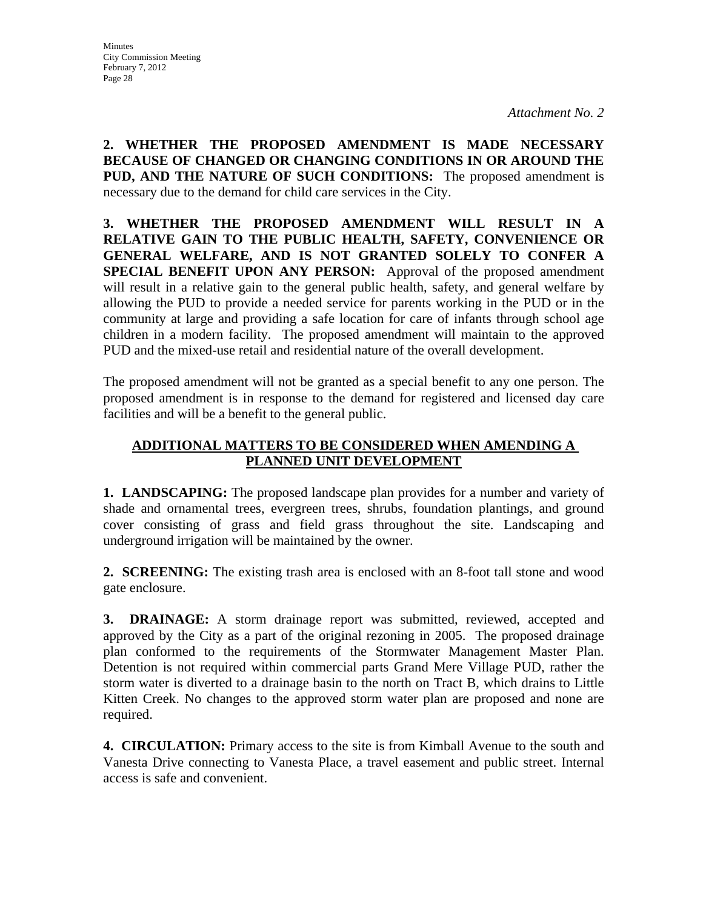*Attachment No. 2*

**2. WHETHER THE PROPOSED AMENDMENT IS MADE NECESSARY BECAUSE OF CHANGED OR CHANGING CONDITIONS IN OR AROUND THE PUD, AND THE NATURE OF SUCH CONDITIONS:** The proposed amendment is necessary due to the demand for child care services in the City.

**3. WHETHER THE PROPOSED AMENDMENT WILL RESULT IN A RELATIVE GAIN TO THE PUBLIC HEALTH, SAFETY, CONVENIENCE OR GENERAL WELFARE, AND IS NOT GRANTED SOLELY TO CONFER A SPECIAL BENEFIT UPON ANY PERSON:** Approval of the proposed amendment will result in a relative gain to the general public health, safety, and general welfare by allowing the PUD to provide a needed service for parents working in the PUD or in the community at large and providing a safe location for care of infants through school age children in a modern facility. The proposed amendment will maintain to the approved PUD and the mixed-use retail and residential nature of the overall development.

The proposed amendment will not be granted as a special benefit to any one person. The proposed amendment is in response to the demand for registered and licensed day care facilities and will be a benefit to the general public.

## ADDITIONAL MATTERS TO BE CONSIDERED WHEN AMENDING A PLANNED UNIT DEVELOPMENT

**1. LANDSCAPING:** The proposed landscape plan provides for a number and variety of shade and ornamental trees, evergreen trees, shrubs, foundation plantings, and ground cover consisting of grass and field grass throughout the site. Landscaping and underground irrigation will be maintained by the owner.

**2. SCREENING:** The existing trash area is enclosed with an 8-foot tall stone and wood gate enclosure.

**3. DRAINAGE:** A storm drainage report was submitted, reviewed, accepted and approved by the City as a part of the original rezoning in 2005. The proposed drainage plan conformed to the requirements of the Stormwater Management Master Plan. Detention is not required within commercial parts Grand Mere Village PUD, rather the storm water is diverted to a drainage basin to the north on Tract B, which drains to Little Kitten Creek. No changes to the approved storm water plan are proposed and none are required.

**4. CIRCULATION:** Primary access to the site is from Kimball Avenue to the south and Vanesta Drive connecting to Vanesta Place, a travel easement and public street. Internal access is safe and convenient.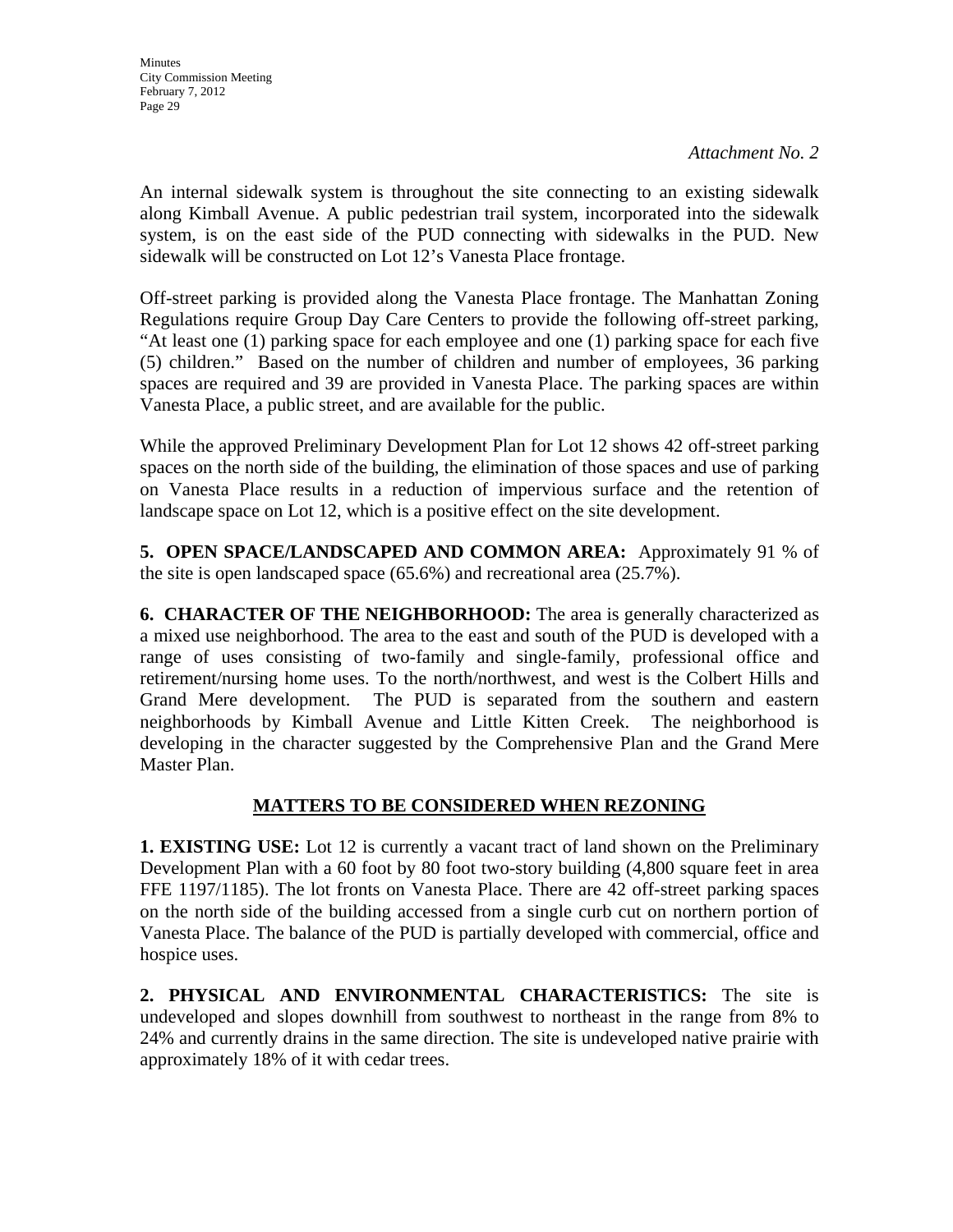*Attachment No. 2*

An internal sidewalk system is throughout the site connecting to an existing sidewalk along Kimball Avenue. A public pedestrian trail system, incorporated into the sidewalk system, is on the east side of the PUD connecting with sidewalks in the PUD. New sidewalk will be constructed on Lot 12's Vanesta Place frontage.

Off-street parking is provided along the Vanesta Place frontage. The Manhattan Zoning Regulations require Group Day Care Centers to provide the following off-street parking, "At least one (1) parking space for each employee and one (1) parking space for each five (5) children." Based on the number of children and number of employees, 36 parking spaces are required and 39 are provided in Vanesta Place. The parking spaces are within Vanesta Place, a public street, and are available for the public.

While the approved Preliminary Development Plan for Lot 12 shows 42 off-street parking spaces on the north side of the building, the elimination of those spaces and use of parking on Vanesta Place results in a reduction of impervious surface and the retention of landscape space on Lot 12, which is a positive effect on the site development.

**5. OPEN SPACE/LANDSCAPED AND COMMON AREA:** Approximately 91 % of the site is open landscaped space (65.6%) and recreational area (25.7%).

**6. CHARACTER OF THE NEIGHBORHOOD:** The area is generally characterized as a mixed use neighborhood. The area to the east and south of the PUD is developed with a range of uses consisting of two-family and single-family, professional office and retirement/nursing home uses. To the north/northwest, and west is the Colbert Hills and Grand Mere development. The PUD is separated from the southern and eastern neighborhoods by Kimball Avenue and Little Kitten Creek. The neighborhood is developing in the character suggested by the Comprehensive Plan and the Grand Mere Master Plan.

## MATTERS TO BE CONSIDERED WHEN REZONING

**1. EXISTING USE:** Lot 12 is currently a vacant tract of land shown on the Preliminary Development Plan with a 60 foot by 80 foot two-story building (4,800 square feet in area FFE 1197/1185). The lot fronts on Vanesta Place. There are 42 off-street parking spaces on the north side of the building accessed from a single curb cut on northern portion of Vanesta Place. The balance of the PUD is partially developed with commercial, office and hospice uses.

**2. PHYSICAL AND ENVIRONMENTAL CHARACTERISTICS:** The site is undeveloped and slopes downhill from southwest to northeast in the range from 8% to 24% and currently drains in the same direction. The site is undeveloped native prairie with approximately 18% of it with cedar trees.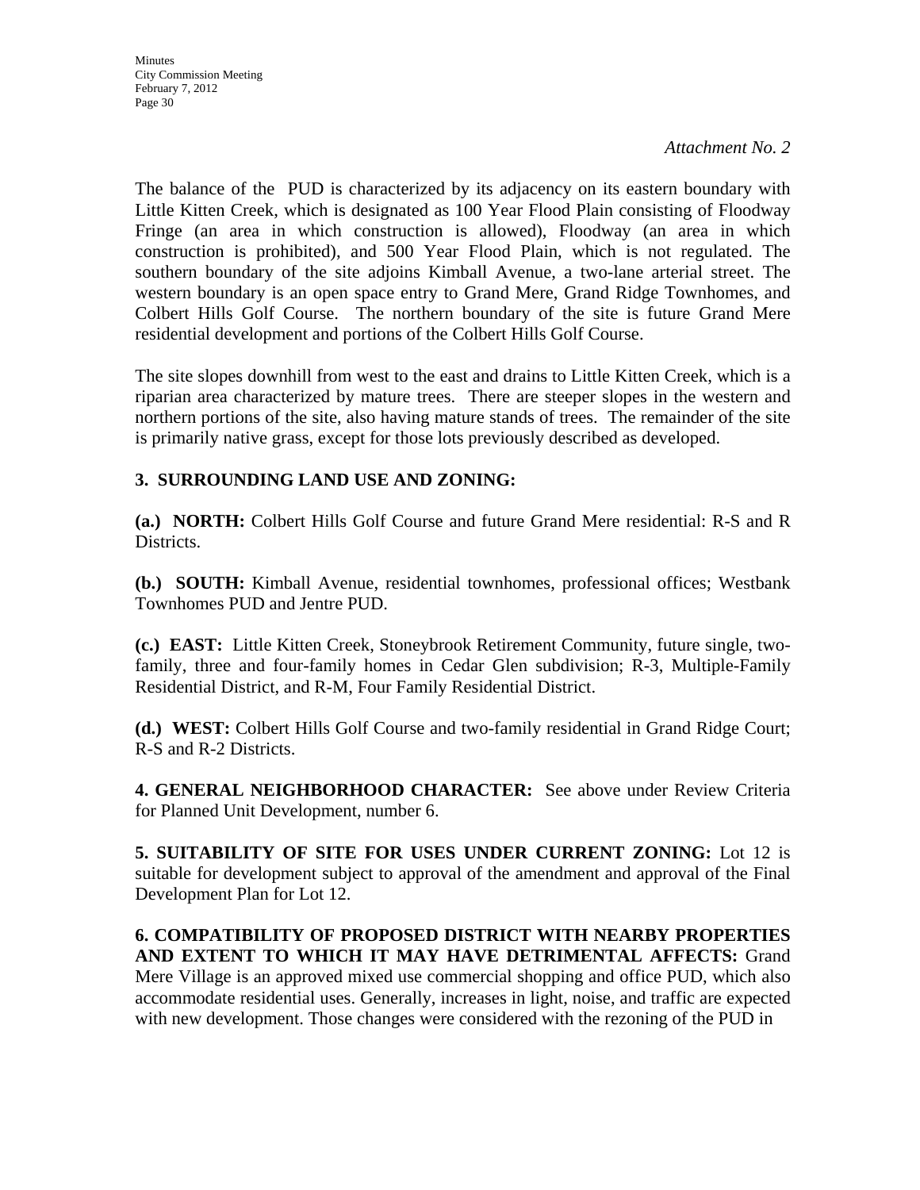*Attachment No. 2*

The balance of the PUD is characterized by its adjacency on its eastern boundary with Little Kitten Creek, which is designated as 100 Year Flood Plain consisting of Floodway Fringe (an area in which construction is allowed), Floodway (an area in which construction is prohibited), and 500 Year Flood Plain, which is not regulated. The southern boundary of the site adjoins Kimball Avenue, a two-lane arterial street. The western boundary is an open space entry to Grand Mere, Grand Ridge Townhomes, and Colbert Hills Golf Course. The northern boundary of the site is future Grand Mere residential development and portions of the Colbert Hills Golf Course.

The site slopes downhill from west to the east and drains to Little Kitten Creek, which is a riparian area characterized by mature trees. There are steeper slopes in the western and northern portions of the site, also having mature stands of trees. The remainder of the site is primarily native grass, except for those lots previously described as developed.

**3. SURROUNDING LAND USE AND ZONING:**

**(a.) NORTH:** Colbert Hills Golf Course and future Grand Mere residential: R-S and R Districts.

**(b.) SOUTH:** Kimball Avenue, residential townhomes, professional offices; Westbank Townhomes PUD and Jentre PUD.

**(c.) EAST:** Little Kitten Creek, Stoneybrook Retirement Community, future single, two-family, three and four-family homes in Cedar Glen subdivision; R-3, Multiple-Family Residential District, and R-M, Four Family Residential District.

**(d.) WEST:** Colbert Hills Golf Course and two-family residential in Grand Ridge Court; R-S and R-2 Districts.

**4. GENERAL NEIGHBORHOOD CHARACTER:** See above under Review Criteria for Planned Unit Development, number 6.

**5. SUITABILITY OF SITE FOR USES UNDER CURRENT ZONING:** Lot 12 is suitable for development subject to approval of the amendment and approval of the Final Development Plan for Lot 12.

**6. COMPATIBILITY OF PROPOSED DISTRICT WITH NEARBY PROPERTIES AND EXTENT TO WHICH IT MAY HAVE DETRIMENTAL AFFECTS:** Grand Mere Village is an approved mixed use commercial shopping and office PUD, which also accommodate residential uses. Generally, increases in light, noise, and traffic are expected with new development. Those changes were considered with the rezoning of the PUD in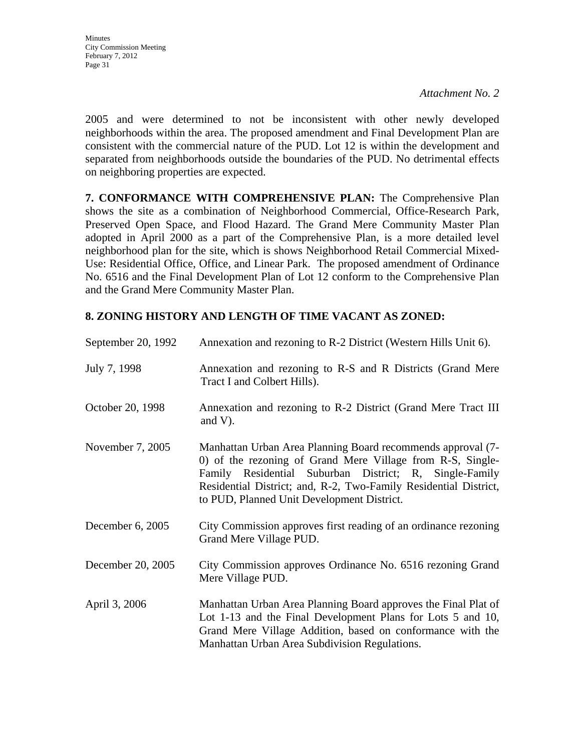*Attachment No. 2*

2005 and were determined to not be inconsistent with other newly developed neighborhoods within the area. The proposed amendment and Final Development Plan are consistent with the commercial nature of the PUD. Lot 12 is within the development and separated from neighborhoods outside the boundaries of the PUD. No detrimental effects on neighboring properties are expected.

**7. CONFORMANCE WITH COMPREHENSIVE PLAN:** The Comprehensive Plan shows the site as a combination of Neighborhood Commercial, Office-Research Park, Preserved Open Space, and Flood Hazard. The Grand Mere Community Master Plan adopted in April 2000 as a part of the Comprehensive Plan, is a more detailed level neighborhood plan for the site, which is shows Neighborhood Retail Commercial Mixed-Use: Residential Office, Office, and Linear Park. The proposed amendment of Ordinance No. 6516 and the Final Development Plan of Lot 12 conform to the Comprehensive Plan and the Grand Mere Community Master Plan.

**8. ZONING HISTORY AND LENGTH OF TIME VACANT AS ZONED:**

| | |
|---|---|
| September 20, 1992 | Annexation and rezoning to R-2 District (Western Hills Unit 6). |
| July 7, 1998 | Annexation and rezoning to R-S and R Districts (Grand Mere Tract I and Colbert Hills). |
| October 20, 1998 | Annexation and rezoning to R-2 District (Grand Mere Tract III and V). |
| November 7, 2005 | Manhattan Urban Area Planning Board recommends approval (7-0) of the rezoning of Grand Mere Village from R-S, Single-Family Residential Suburban District; R, Single-Family Residential District; and, R-2, Two-Family Residential District, to PUD, Planned Unit Development District. |
| December 6, 2005 | City Commission approves first reading of an ordinance rezoning Grand Mere Village PUD. |
| December 20, 2005 | City Commission approves Ordinance No. 6516 rezoning Grand Mere Village PUD. |
| April 3, 2006 | Manhattan Urban Area Planning Board approves the Final Plat of Lot 1-13 and the Final Development Plans for Lots 5 and 10, Grand Mere Village Addition, based on conformance with the Manhattan Urban Area Subdivision Regulations. |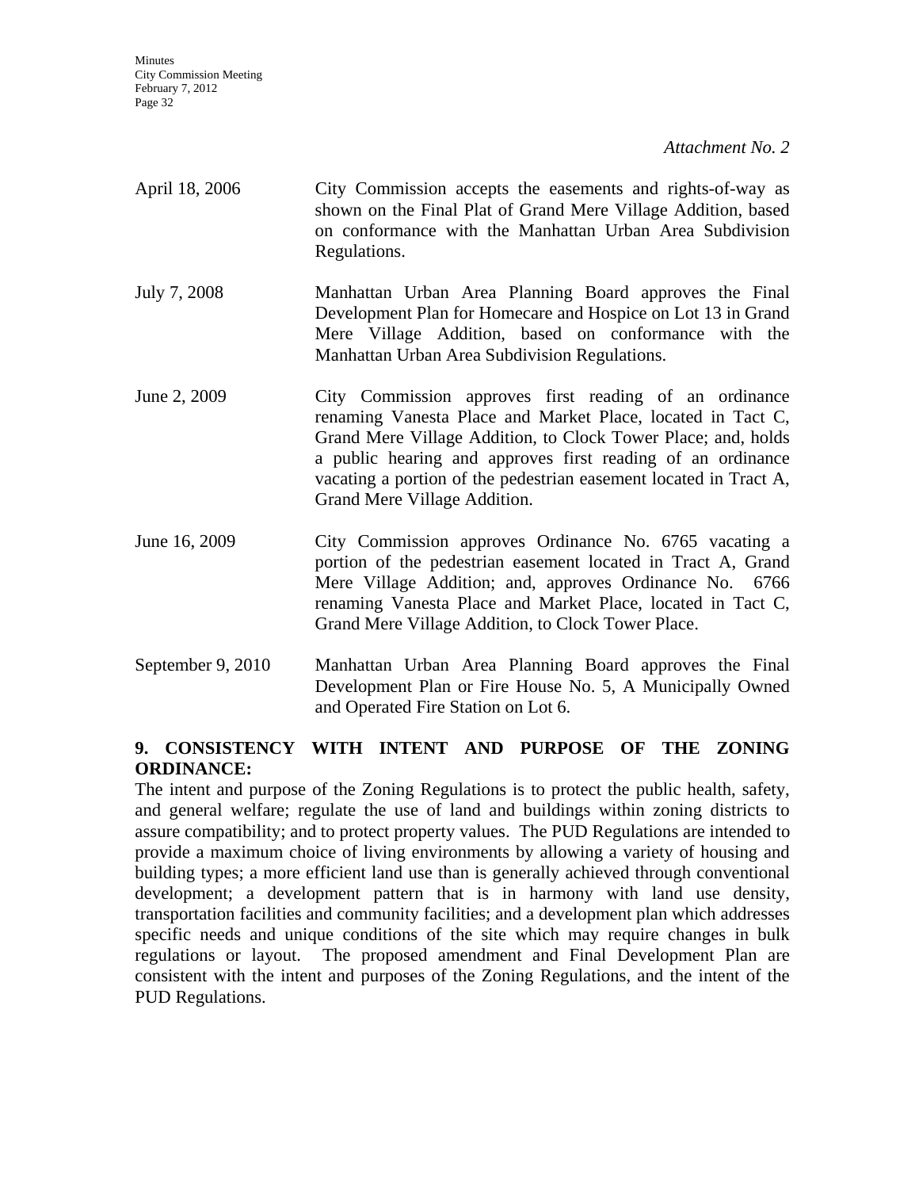*Attachment No. 2*

April 18, 2006 City Commission accepts the easements and rights-of-way as shown on the Final Plat of Grand Mere Village Addition, based on conformance with the Manhattan Urban Area Subdivision Regulations.

July 7, 2008 Manhattan Urban Area Planning Board approves the Final Development Plan for Homecare and Hospice on Lot 13 in Grand Mere Village Addition, based on conformance with the Manhattan Urban Area Subdivision Regulations.

June 2, 2009 City Commission approves first reading of an ordinance renaming Vanesta Place and Market Place, located in Tact C, Grand Mere Village Addition, to Clock Tower Place; and, holds a public hearing and approves first reading of an ordinance vacating a portion of the pedestrian easement located in Tract A, Grand Mere Village Addition.

June 16, 2009 City Commission approves Ordinance No. 6765 vacating a portion of the pedestrian easement located in Tract A, Grand Mere Village Addition; and, approves Ordinance No. 6766 renaming Vanesta Place and Market Place, located in Tact C, Grand Mere Village Addition, to Clock Tower Place.

September 9, 2010 Manhattan Urban Area Planning Board approves the Final Development Plan or Fire House No. 5, A Municipally Owned and Operated Fire Station on Lot 6.

**9. CONSISTENCY WITH INTENT AND PURPOSE OF THE ZONING ORDINANCE:**

The intent and purpose of the Zoning Regulations is to protect the public health, safety, and general welfare; regulate the use of land and buildings within zoning districts to assure compatibility; and to protect property values. The PUD Regulations are intended to provide a maximum choice of living environments by allowing a variety of housing and building types; a more efficient land use than is generally achieved through conventional development; a development pattern that is in harmony with land use density, transportation facilities and community facilities; and a development plan which addresses specific needs and unique conditions of the site which may require changes in bulk regulations or layout. The proposed amendment and Final Development Plan are consistent with the intent and purposes of the Zoning Regulations, and the intent of the PUD Regulations.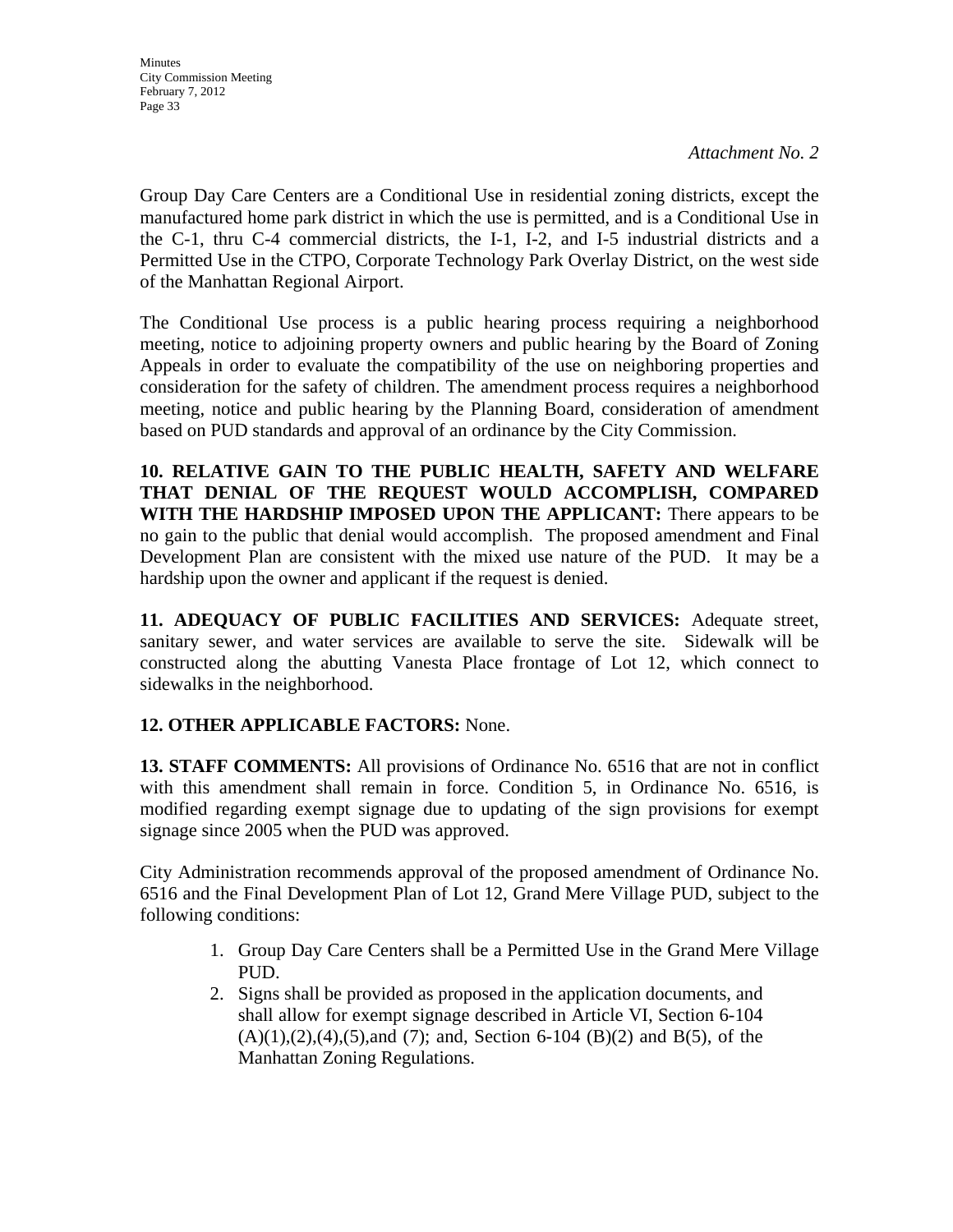*Attachment No. 2*

Group Day Care Centers are a Conditional Use in residential zoning districts, except the manufactured home park district in which the use is permitted, and is a Conditional Use in the C-1, thru C-4 commercial districts, the I-1, I-2, and I-5 industrial districts and a Permitted Use in the CTPO, Corporate Technology Park Overlay District, on the west side of the Manhattan Regional Airport.

The Conditional Use process is a public hearing process requiring a neighborhood meeting, notice to adjoining property owners and public hearing by the Board of Zoning Appeals in order to evaluate the compatibility of the use on neighboring properties and consideration for the safety of children. The amendment process requires a neighborhood meeting, notice and public hearing by the Planning Board, consideration of amendment based on PUD standards and approval of an ordinance by the City Commission.

**10. RELATIVE GAIN TO THE PUBLIC HEALTH, SAFETY AND WELFARE THAT DENIAL OF THE REQUEST WOULD ACCOMPLISH, COMPARED WITH THE HARDSHIP IMPOSED UPON THE APPLICANT:** There appears to be no gain to the public that denial would accomplish. The proposed amendment and Final Development Plan are consistent with the mixed use nature of the PUD. It may be a hardship upon the owner and applicant if the request is denied.

**11. ADEQUACY OF PUBLIC FACILITIES AND SERVICES:** Adequate street, sanitary sewer, and water services are available to serve the site. Sidewalk will be constructed along the abutting Vanesta Place frontage of Lot 12, which connect to sidewalks in the neighborhood.

**12. OTHER APPLICABLE FACTORS:** None.

**13. STAFF COMMENTS:** All provisions of Ordinance No. 6516 that are not in conflict with this amendment shall remain in force. Condition 5, in Ordinance No. 6516, is modified regarding exempt signage due to updating of the sign provisions for exempt signage since 2005 when the PUD was approved.

City Administration recommends approval of the proposed amendment of Ordinance No. 6516 and the Final Development Plan of Lot 12, Grand Mere Village PUD, subject to the following conditions:

1. Group Day Care Centers shall be a Permitted Use in the Grand Mere Village PUD.
2. Signs shall be provided as proposed in the application documents, and shall allow for exempt signage described in Article VI, Section 6-104 (A)(1),(2),(4),(5),and (7); and, Section 6-104 (B)(2) and B(5), of the Manhattan Zoning Regulations.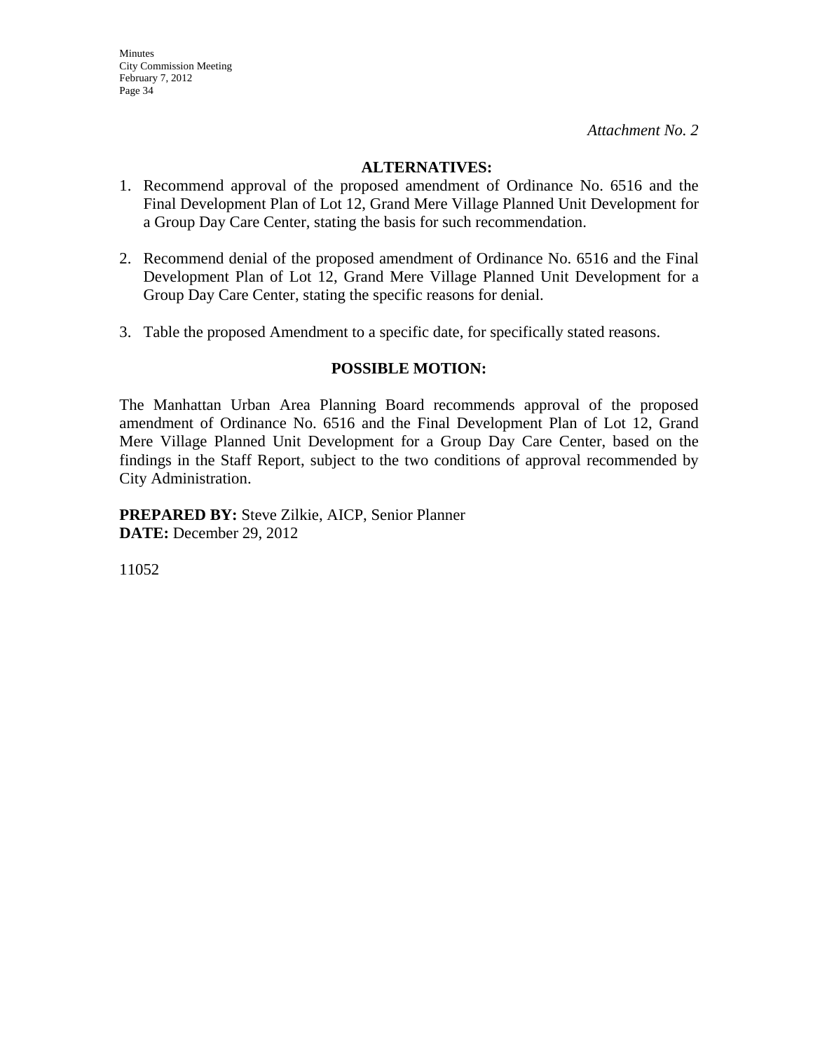*Attachment No. 2*

**ALTERNATIVES:**

1. Recommend approval of the proposed amendment of Ordinance No. 6516 and the Final Development Plan of Lot 12, Grand Mere Village Planned Unit Development for a Group Day Care Center, stating the basis for such recommendation.

2. Recommend denial of the proposed amendment of Ordinance No. 6516 and the Final Development Plan of Lot 12, Grand Mere Village Planned Unit Development for a Group Day Care Center, stating the specific reasons for denial.

3. Table the proposed Amendment to a specific date, for specifically stated reasons.

**POSSIBLE MOTION:**

The Manhattan Urban Area Planning Board recommends approval of the proposed amendment of Ordinance No. 6516 and the Final Development Plan of Lot 12, Grand Mere Village Planned Unit Development for a Group Day Care Center, based on the findings in the Staff Report, subject to the two conditions of approval recommended by City Administration.

**PREPARED BY:** Steve Zilkie, AICP, Senior Planner
**DATE:** December 29, 2012

11052